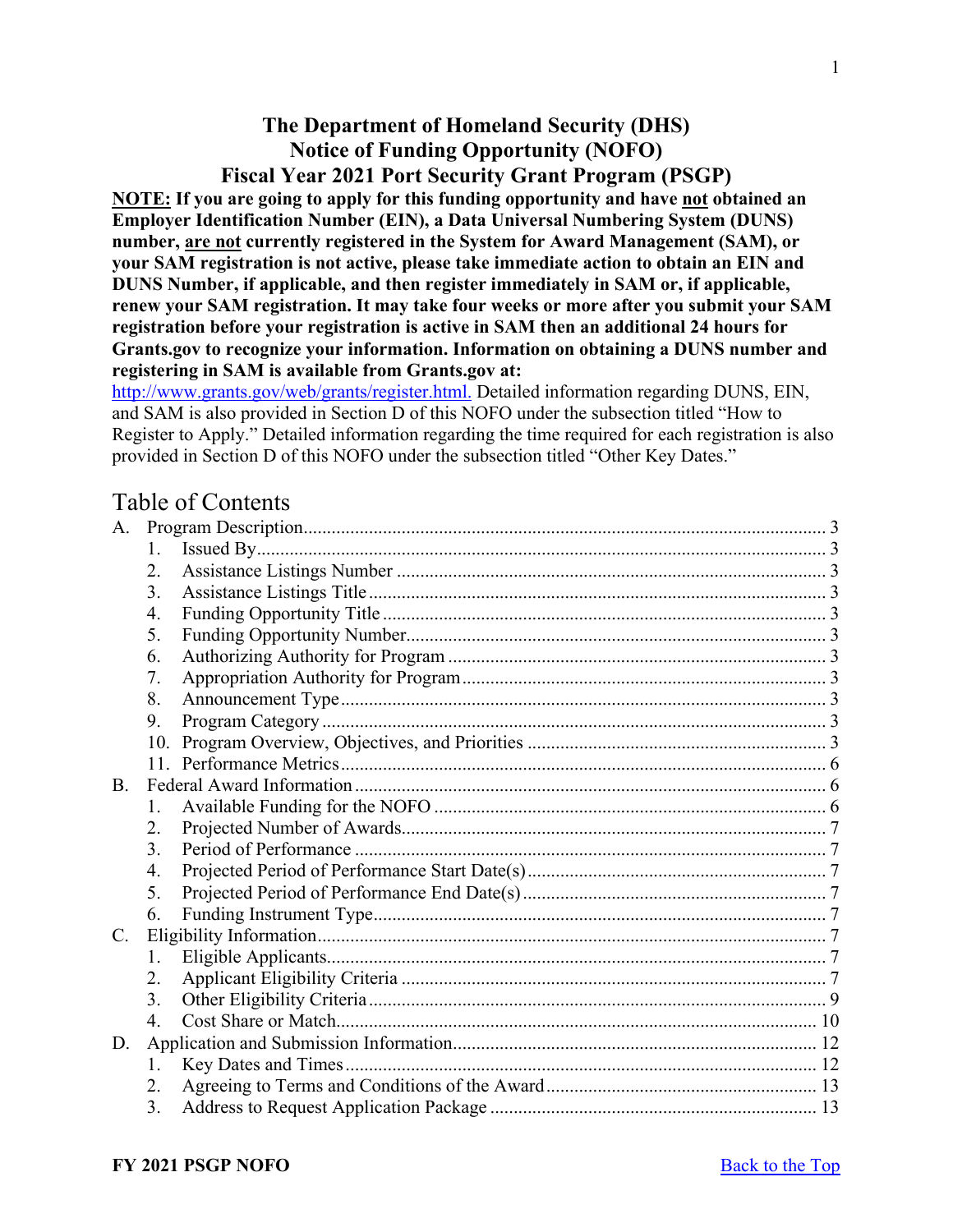# The Department of Homeland Security (DHS) Notice of Funding Opportunity (NOFO) Fiscal Year 2021 Port Security Grant Program (PSGP)

**NOTE: If you are going to apply for this funding opportunity and have not obtained an Employer Identification Number (EIN), a Data Universal Numbering System (DUNS) number, are not currently registered in the System for Award Management (SAM), or your SAM registration is not active, please take immediate action to obtain an EIN and DUNS Number, if applicable, and then register immediately in SAM or, if applicable, renew your SAM registration. It may take four weeks or more after you submit your SAM registration before your registration is active in SAM then an additional 24 hours for Grants.gov to recognize your information. Information on obtaining a DUNS number and registering in SAM is available from Grants.gov at:** http://www.grants.gov/web/grants/register.html. Detailed information regarding DUNS, EIN, and SAM is also provided in Section D of this NOFO under the subsection titled "How to Register to Apply." Detailed information regarding the time required for each registration is also provided in Section D of this NOFO under the subsection titled "Other Key Dates."

## Table of Contents

A. Program Description ..... 3
  1. Issued By ..... 3
  2. Assistance Listings Number ..... 3
  3. Assistance Listings Title ..... 3
  4. Funding Opportunity Title ..... 3
  5. Funding Opportunity Number ..... 3
  6. Authorizing Authority for Program ..... 3
  7. Appropriation Authority for Program ..... 3
  8. Announcement Type ..... 3
  9. Program Category ..... 3
  10. Program Overview, Objectives, and Priorities ..... 3
  11. Performance Metrics ..... 6

B. Federal Award Information ..... 6
  1. Available Funding for the NOFO ..... 6
  2. Projected Number of Awards ..... 7
  3. Period of Performance ..... 7
  4. Projected Period of Performance Start Date(s) ..... 7
  5. Projected Period of Performance End Date(s) ..... 7
  6. Funding Instrument Type ..... 7

C. Eligibility Information ..... 7
  1. Eligible Applicants ..... 7
  2. Applicant Eligibility Criteria ..... 7
  3. Other Eligibility Criteria ..... 9
  4. Cost Share or Match ..... 10

D. Application and Submission Information ..... 12
  1. Key Dates and Times ..... 12
  2. Agreeing to Terms and Conditions of the Award ..... 13
  3. Address to Request Application Package ..... 13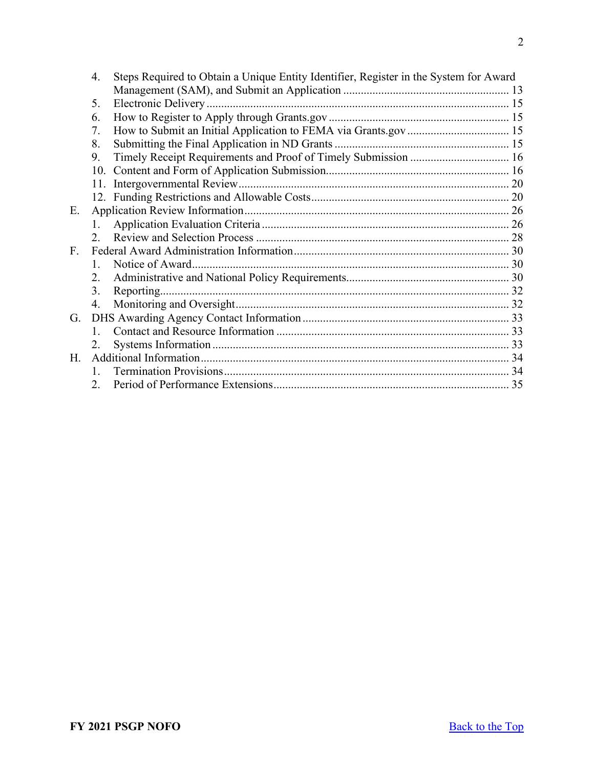4. Steps Required to Obtain a Unique Entity Identifier, Register in the System for Award Management (SAM), and Submit an Application ........ 13
5. Electronic Delivery ........ 15
6. How to Register to Apply through Grants.gov ........ 15
7. How to Submit an Initial Application to FEMA via Grants.gov ........ 15
8. Submitting the Final Application in ND Grants ........ 15
9. Timely Receipt Requirements and Proof of Timely Submission ........ 16
10. Content and Form of Application Submission ........ 16
11. Intergovernmental Review ........ 20
12. Funding Restrictions and Allowable Costs ........ 20

E. Application Review Information ........ 26
1. Application Evaluation Criteria ........ 26
2. Review and Selection Process ........ 28

F. Federal Award Administration Information ........ 30
1. Notice of Award ........ 30
2. Administrative and National Policy Requirements ........ 30
3. Reporting ........ 32
4. Monitoring and Oversight ........ 32

G. DHS Awarding Agency Contact Information ........ 33
1. Contact and Resource Information ........ 33
2. Systems Information ........ 33

H. Additional Information ........ 34
1. Termination Provisions ........ 34
2. Period of Performance Extensions ........ 35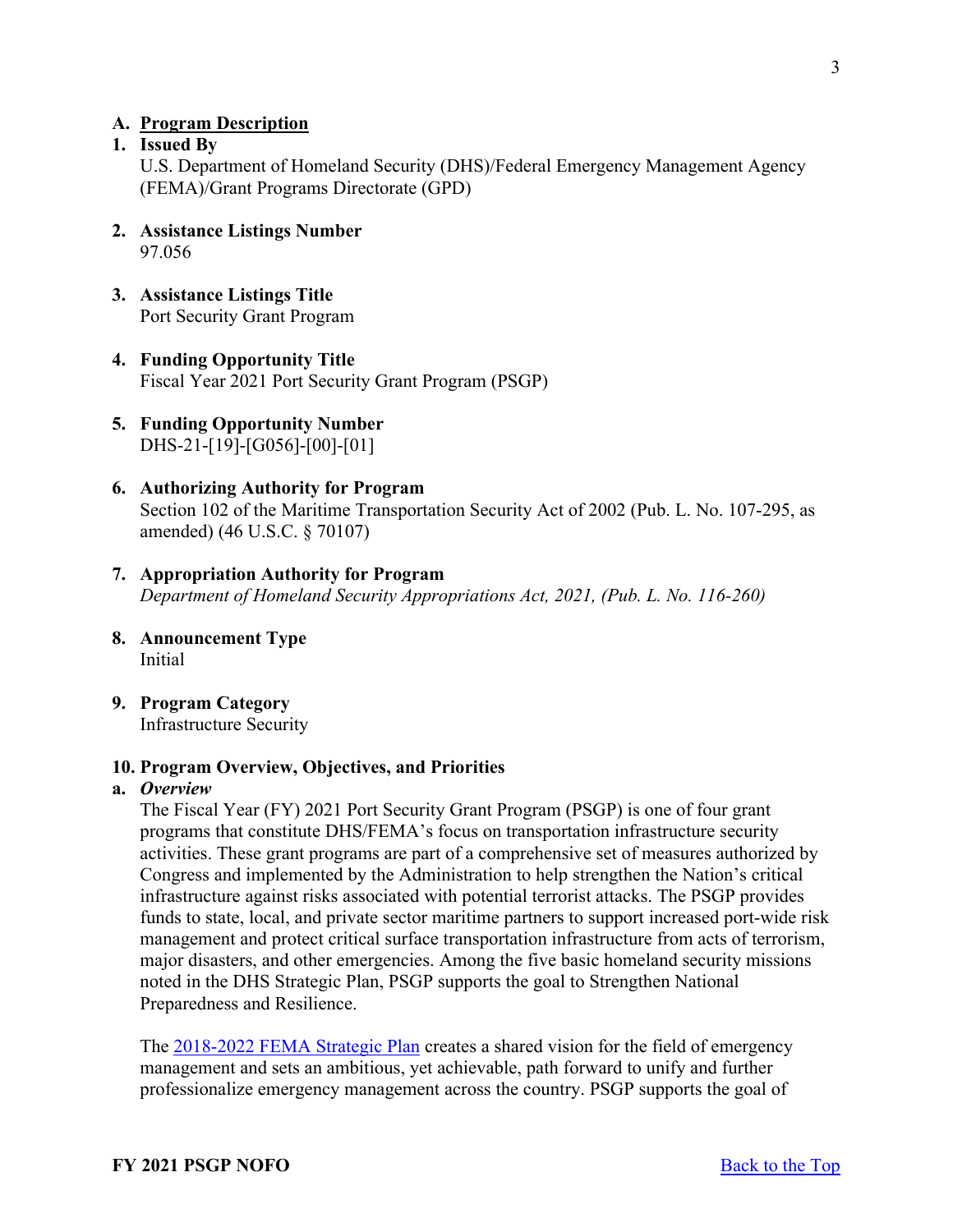## A. Program Description

### 1. Issued By

U.S. Department of Homeland Security (DHS)/Federal Emergency Management Agency (FEMA)/Grant Programs Directorate (GPD)

### 2. Assistance Listings Number

97.056

### 3. Assistance Listings Title

Port Security Grant Program

### 4. Funding Opportunity Title

Fiscal Year 2021 Port Security Grant Program (PSGP)

### 5. Funding Opportunity Number

DHS-21-[19]-[G056]-[00]-[01]

### 6. Authorizing Authority for Program

Section 102 of the Maritime Transportation Security Act of 2002 (Pub. L. No. 107-295, as amended) (46 U.S.C. § 70107)

### 7. Appropriation Authority for Program

*Department of Homeland Security Appropriations Act, 2021, (Pub. L. No. 116-260)*

### 8. Announcement Type

Initial

### 9. Program Category

Infrastructure Security

### 10. Program Overview, Objectives, and Priorities

#### a. *Overview*

The Fiscal Year (FY) 2021 Port Security Grant Program (PSGP) is one of four grant programs that constitute DHS/FEMA's focus on transportation infrastructure security activities. These grant programs are part of a comprehensive set of measures authorized by Congress and implemented by the Administration to help strengthen the Nation's critical infrastructure against risks associated with potential terrorist attacks. The PSGP provides funds to state, local, and private sector maritime partners to support increased port-wide risk management and protect critical surface transportation infrastructure from acts of terrorism, major disasters, and other emergencies. Among the five basic homeland security missions noted in the DHS Strategic Plan, PSGP supports the goal to Strengthen National Preparedness and Resilience.

The [2018-2022 FEMA Strategic Plan](https://www.fema.gov/strategic-plan) creates a shared vision for the field of emergency management and sets an ambitious, yet achievable, path forward to unify and further professionalize emergency management across the country. PSGP supports the goal of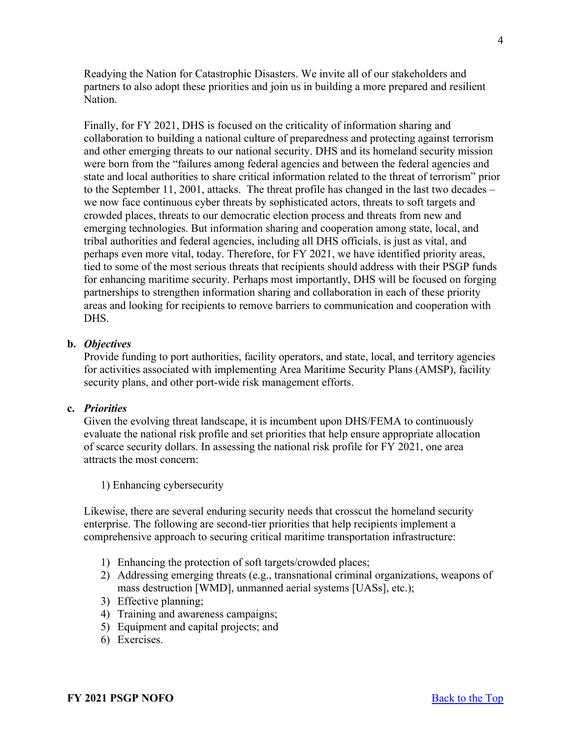Readying the Nation for Catastrophic Disasters. We invite all of our stakeholders and partners to also adopt these priorities and join us in building a more prepared and resilient Nation.

Finally, for FY 2021, DHS is focused on the criticality of information sharing and collaboration to building a national culture of preparedness and protecting against terrorism and other emerging threats to our national security. DHS and its homeland security mission were born from the "failures among federal agencies and between the federal agencies and state and local authorities to share critical information related to the threat of terrorism" prior to the September 11, 2001, attacks. The threat profile has changed in the last two decades – we now face continuous cyber threats by sophisticated actors, threats to soft targets and crowded places, threats to our democratic election process and threats from new and emerging technologies. But information sharing and cooperation among state, local, and tribal authorities and federal agencies, including all DHS officials, is just as vital, and perhaps even more vital, today. Therefore, for FY 2021, we have identified priority areas, tied to some of the most serious threats that recipients should address with their PSGP funds for enhancing maritime security. Perhaps most importantly, DHS will be focused on forging partnerships to strengthen information sharing and collaboration in each of these priority areas and looking for recipients to remove barriers to communication and cooperation with DHS.

**b.** ***Objectives***

Provide funding to port authorities, facility operators, and state, local, and territory agencies for activities associated with implementing Area Maritime Security Plans (AMSP), facility security plans, and other port-wide risk management efforts.

**c.** ***Priorities***

Given the evolving threat landscape, it is incumbent upon DHS/FEMA to continuously evaluate the national risk profile and set priorities that help ensure appropriate allocation of scarce security dollars. In assessing the national risk profile for FY 2021, one area attracts the most concern:

1) Enhancing cybersecurity

Likewise, there are several enduring security needs that crosscut the homeland security enterprise. The following are second-tier priorities that help recipients implement a comprehensive approach to securing critical maritime transportation infrastructure:

1) Enhancing the protection of soft targets/crowded places;
2) Addressing emerging threats (e.g., transnational criminal organizations, weapons of mass destruction [WMD], unmanned aerial systems [UASs], etc.);
3) Effective planning;
4) Training and awareness campaigns;
5) Equipment and capital projects; and
6) Exercises.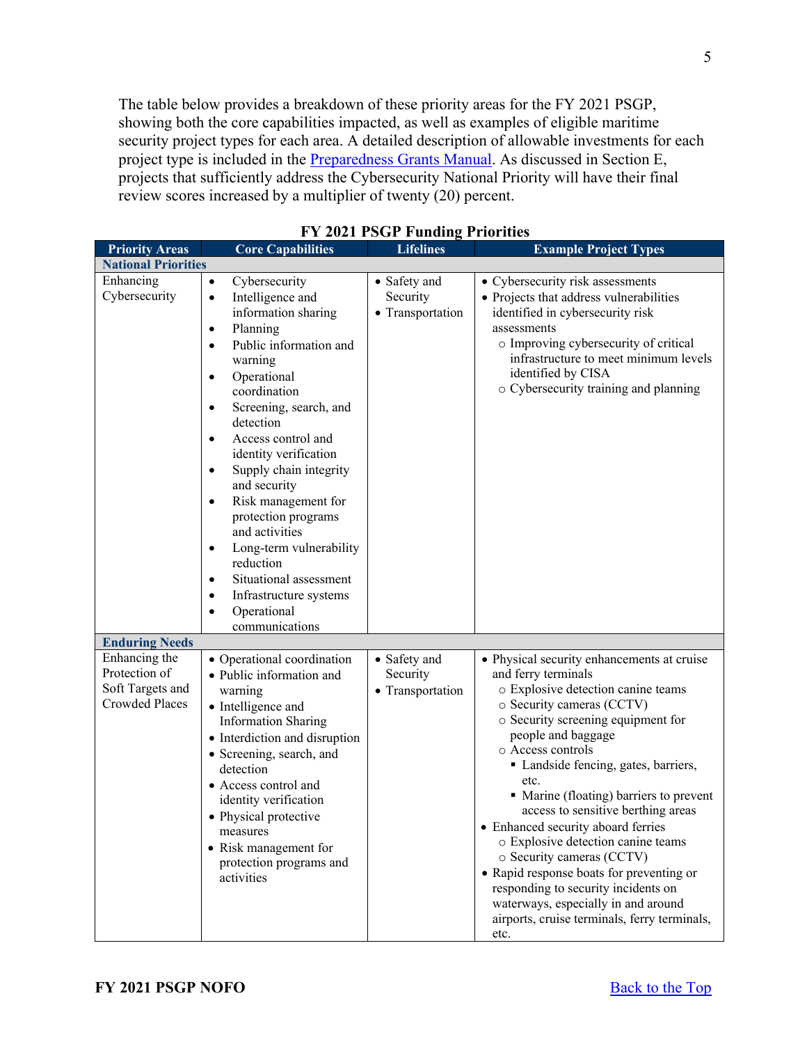The table below provides a breakdown of these priority areas for the FY 2021 PSGP, showing both the core capabilities impacted, as well as examples of eligible maritime security project types for each area. A detailed description of allowable investments for each project type is included in the [Preparedness Grants Manual](). As discussed in Section E, projects that sufficiently address the Cybersecurity National Priority will have their final review scores increased by a multiplier of twenty (20) percent.

**FY 2021 PSGP Funding Priorities**

| Priority Areas | Core Capabilities | Lifelines | Example Project Types |
|---|---|---|---|
| **National Priorities** | | | |
| Enhancing Cybersecurity | • Cybersecurity<br>• Intelligence and information sharing<br>• Planning<br>• Public information and warning<br>• Operational coordination<br>• Screening, search, and detection<br>• Access control and identity verification<br>• Supply chain integrity and security<br>• Risk management for protection programs and activities<br>• Long-term vulnerability reduction<br>• Situational assessment<br>• Infrastructure systems<br>• Operational communications | • Safety and Security<br>• Transportation | • Cybersecurity risk assessments<br>• Projects that address vulnerabilities identified in cybersecurity risk assessments<br>○ Improving cybersecurity of critical infrastructure to meet minimum levels identified by CISA<br>○ Cybersecurity training and planning |
| **Enduring Needs** | | | |
| Enhancing the Protection of Soft Targets and Crowded Places | • Operational coordination<br>• Public information and warning<br>• Intelligence and Information Sharing<br>• Interdiction and disruption<br>• Screening, search, and detection<br>• Access control and identity verification<br>• Physical protective measures<br>• Risk management for protection programs and activities | • Safety and Security<br>• Transportation | • Physical security enhancements at cruise and ferry terminals<br>○ Explosive detection canine teams<br>○ Security cameras (CCTV)<br>○ Security screening equipment for people and baggage<br>○ Access controls<br>▪ Landside fencing, gates, barriers, etc.<br>▪ Marine (floating) barriers to prevent access to sensitive berthing areas<br>• Enhanced security aboard ferries<br>○ Explosive detection canine teams<br>○ Security cameras (CCTV)<br>• Rapid response boats for preventing or responding to security incidents on waterways, especially in and around airports, cruise terminals, ferry terminals, etc. |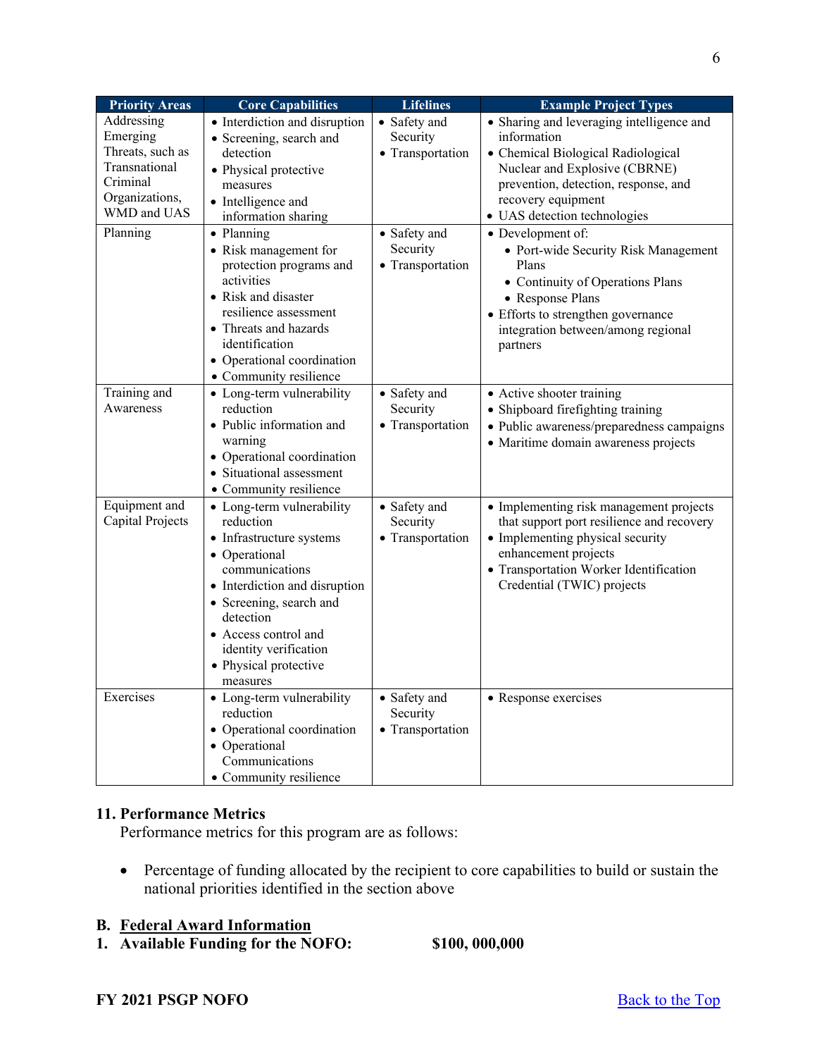| Priority Areas | Core Capabilities | Lifelines | Example Project Types |
|---|---|---|---|
| Addressing Emerging Threats, such as Transnational Criminal Organizations, WMD and UAS | • Interdiction and disruption<br>• Screening, search and detection<br>• Physical protective measures<br>• Intelligence and information sharing | • Safety and Security<br>• Transportation | • Sharing and leveraging intelligence and information<br>• Chemical Biological Radiological Nuclear and Explosive (CBRNE) prevention, detection, response, and recovery equipment<br>• UAS detection technologies |
| Planning | • Planning<br>• Risk management for protection programs and activities<br>• Risk and disaster resilience assessment<br>• Threats and hazards identification<br>• Operational coordination<br>• Community resilience | • Safety and Security<br>• Transportation | • Development of:<br>  • Port-wide Security Risk Management Plans<br>  • Continuity of Operations Plans<br>  • Response Plans<br>• Efforts to strengthen governance integration between/among regional partners |
| Training and Awareness | • Long-term vulnerability reduction<br>• Public information and warning<br>• Operational coordination<br>• Situational assessment<br>• Community resilience | • Safety and Security<br>• Transportation | • Active shooter training<br>• Shipboard firefighting training<br>• Public awareness/preparedness campaigns<br>• Maritime domain awareness projects |
| Equipment and Capital Projects | • Long-term vulnerability reduction<br>• Infrastructure systems<br>• Operational communications<br>• Interdiction and disruption<br>• Screening, search and detection<br>• Access control and identity verification<br>• Physical protective measures | • Safety and Security<br>• Transportation | • Implementing risk management projects that support port resilience and recovery<br>• Implementing physical security enhancement projects<br>• Transportation Worker Identification Credential (TWIC) projects |
| Exercises | • Long-term vulnerability reduction<br>• Operational coordination<br>• Operational Communications<br>• Community resilience | • Safety and Security<br>• Transportation | • Response exercises |

**11. Performance Metrics**

Performance metrics for this program are as follows:

- Percentage of funding allocated by the recipient to core capabilities to build or sustain the national priorities identified in the section above

## B. Federal Award Information

**1. Available Funding for the NOFO: $100, 000,000**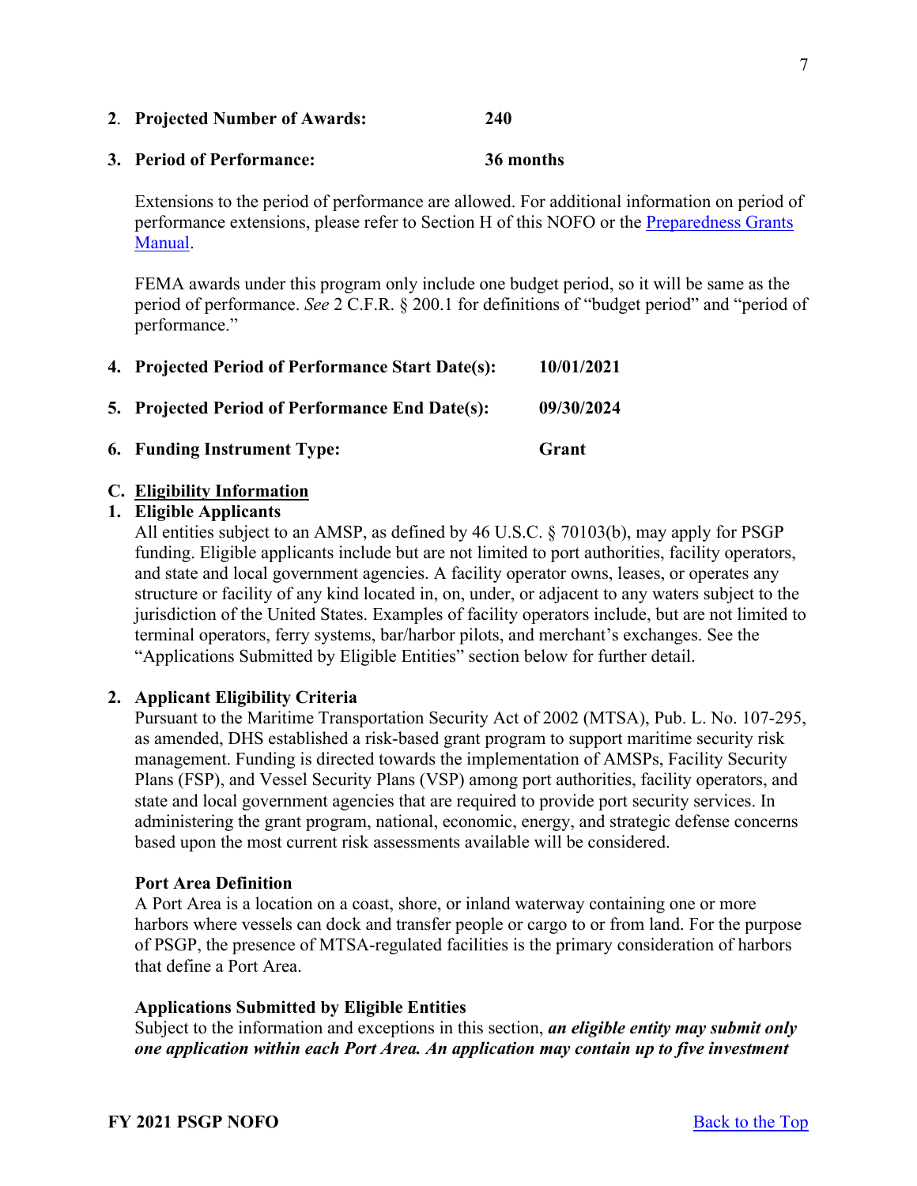**2. Projected Number of Awards:** **240**

**3. Period of Performance:** **36 months**

Extensions to the period of performance are allowed. For additional information on period of performance extensions, please refer to Section H of this NOFO or the [Preparedness Grants Manual](#).

FEMA awards under this program only include one budget period, so it will be same as the period of performance. *See* 2 C.F.R. § 200.1 for definitions of "budget period" and "period of performance."

**4. Projected Period of Performance Start Date(s):** **10/01/2021**

**5. Projected Period of Performance End Date(s):** **09/30/2024**

**6. Funding Instrument Type:** **Grant**

## C. Eligibility Information

### 1. Eligible Applicants

All entities subject to an AMSP, as defined by 46 U.S.C. § 70103(b), may apply for PSGP funding. Eligible applicants include but are not limited to port authorities, facility operators, and state and local government agencies. A facility operator owns, leases, or operates any structure or facility of any kind located in, on, under, or adjacent to any waters subject to the jurisdiction of the United States. Examples of facility operators include, but are not limited to terminal operators, ferry systems, bar/harbor pilots, and merchant's exchanges. See the "Applications Submitted by Eligible Entities" section below for further detail.

### 2. Applicant Eligibility Criteria

Pursuant to the Maritime Transportation Security Act of 2002 (MTSA), Pub. L. No. 107-295, as amended, DHS established a risk-based grant program to support maritime security risk management. Funding is directed towards the implementation of AMSPs, Facility Security Plans (FSP), and Vessel Security Plans (VSP) among port authorities, facility operators, and state and local government agencies that are required to provide port security services. In administering the grant program, national, economic, energy, and strategic defense concerns based upon the most current risk assessments available will be considered.

**Port Area Definition**

A Port Area is a location on a coast, shore, or inland waterway containing one or more harbors where vessels can dock and transfer people or cargo to or from land. For the purpose of PSGP, the presence of MTSA-regulated facilities is the primary consideration of harbors that define a Port Area.

**Applications Submitted by Eligible Entities**

Subject to the information and exceptions in this section, ***an eligible entity may submit only one application within each Port Area. An application may contain up to five investment***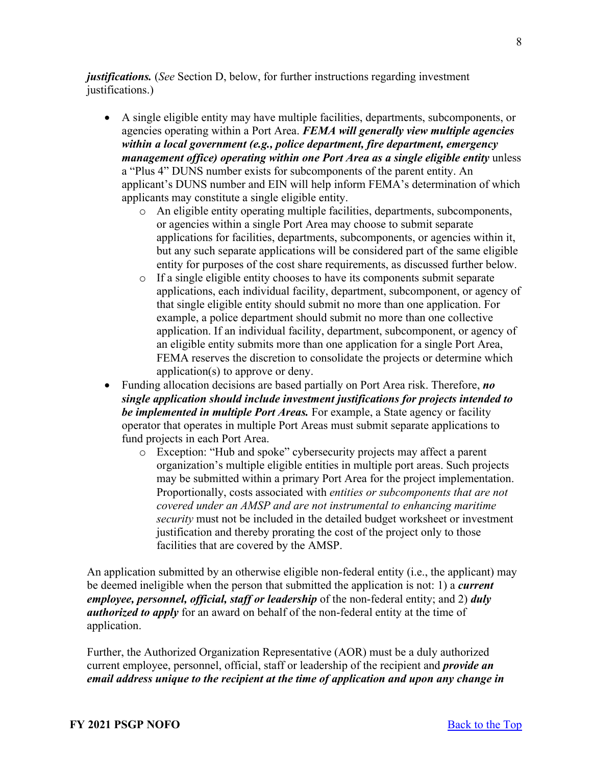***justifications.*** (*See* Section D, below, for further instructions regarding investment justifications.)

- A single eligible entity may have multiple facilities, departments, subcomponents, or agencies operating within a Port Area. ***FEMA will generally view multiple agencies within a local government (e.g., police department, fire department, emergency management office) operating within one Port Area as a single eligible entity*** unless a "Plus 4" DUNS number exists for subcomponents of the parent entity. An applicant's DUNS number and EIN will help inform FEMA's determination of which applicants may constitute a single eligible entity.
    - An eligible entity operating multiple facilities, departments, subcomponents, or agencies within a single Port Area may choose to submit separate applications for facilities, departments, subcomponents, or agencies within it, but any such separate applications will be considered part of the same eligible entity for purposes of the cost share requirements, as discussed further below.
    - If a single eligible entity chooses to have its components submit separate applications, each individual facility, department, subcomponent, or agency of that single eligible entity should submit no more than one application. For example, a police department should submit no more than one collective application. If an individual facility, department, subcomponent, or agency of an eligible entity submits more than one application for a single Port Area, FEMA reserves the discretion to consolidate the projects or determine which application(s) to approve or deny.
- Funding allocation decisions are based partially on Port Area risk. Therefore, ***no single application should include investment justifications for projects intended to be implemented in multiple Port Areas.*** For example, a State agency or facility operator that operates in multiple Port Areas must submit separate applications to fund projects in each Port Area.
    - Exception: "Hub and spoke" cybersecurity projects may affect a parent organization's multiple eligible entities in multiple port areas. Such projects may be submitted within a primary Port Area for the project implementation. Proportionally, costs associated with *entities or subcomponents that are not covered under an AMSP and are not instrumental to enhancing maritime security* must not be included in the detailed budget worksheet or investment justification and thereby prorating the cost of the project only to those facilities that are covered by the AMSP.

An application submitted by an otherwise eligible non-federal entity (i.e., the applicant) may be deemed ineligible when the person that submitted the application is not: 1) a ***current employee, personnel, official, staff or leadership*** of the non-federal entity; and 2) ***duly authorized to apply*** for an award on behalf of the non-federal entity at the time of application.

Further, the Authorized Organization Representative (AOR) must be a duly authorized current employee, personnel, official, staff or leadership of the recipient and ***provide an email address unique to the recipient at the time of application and upon any change in***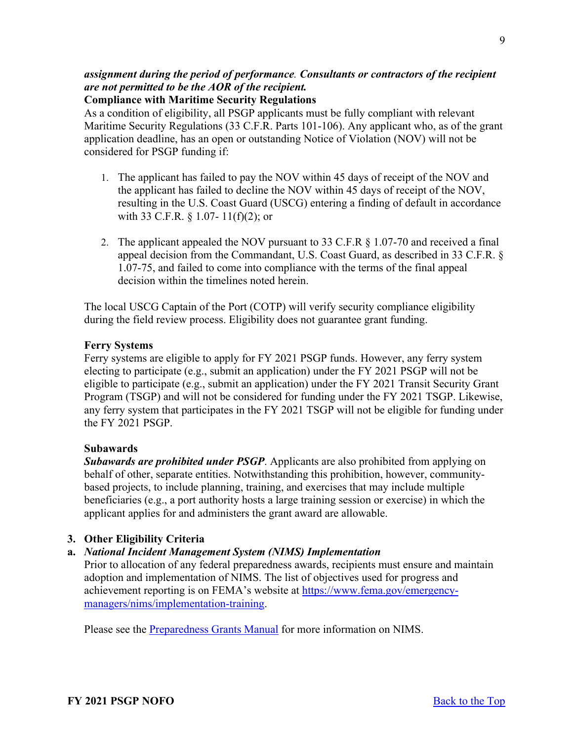***assignment during the period of performance. Consultants or contractors of the recipient are not permitted to be the AOR of the recipient.***

**Compliance with Maritime Security Regulations**

As a condition of eligibility, all PSGP applicants must be fully compliant with relevant Maritime Security Regulations (33 C.F.R. Parts 101-106). Any applicant who, as of the grant application deadline, has an open or outstanding Notice of Violation (NOV) will not be considered for PSGP funding if:

1. The applicant has failed to pay the NOV within 45 days of receipt of the NOV and the applicant has failed to decline the NOV within 45 days of receipt of the NOV, resulting in the U.S. Coast Guard (USCG) entering a finding of default in accordance with 33 C.F.R. § 1.07- 11(f)(2); or

2. The applicant appealed the NOV pursuant to 33 C.F.R § 1.07-70 and received a final appeal decision from the Commandant, U.S. Coast Guard, as described in 33 C.F.R. § 1.07-75, and failed to come into compliance with the terms of the final appeal decision within the timelines noted herein.

The local USCG Captain of the Port (COTP) will verify security compliance eligibility during the field review process. Eligibility does not guarantee grant funding.

**Ferry Systems**

Ferry systems are eligible to apply for FY 2021 PSGP funds. However, any ferry system electing to participate (e.g., submit an application) under the FY 2021 PSGP will not be eligible to participate (e.g., submit an application) under the FY 2021 Transit Security Grant Program (TSGP) and will not be considered for funding under the FY 2021 TSGP. Likewise, any ferry system that participates in the FY 2021 TSGP will not be eligible for funding under the FY 2021 PSGP.

**Subawards**

***Subawards are prohibited under PSGP***. Applicants are also prohibited from applying on behalf of other, separate entities. Notwithstanding this prohibition, however, community-based projects, to include planning, training, and exercises that may include multiple beneficiaries (e.g., a port authority hosts a large training session or exercise) in which the applicant applies for and administers the grant award are allowable.

**3. Other Eligibility Criteria**

**a. *National Incident Management System (NIMS) Implementation***

Prior to allocation of any federal preparedness awards, recipients must ensure and maintain adoption and implementation of NIMS. The list of objectives used for progress and achievement reporting is on FEMA's website at [https://www.fema.gov/emergency-managers/nims/implementation-training](https://www.fema.gov/emergency-managers/nims/implementation-training).

Please see the [Preparedness Grants Manual]() for more information on NIMS.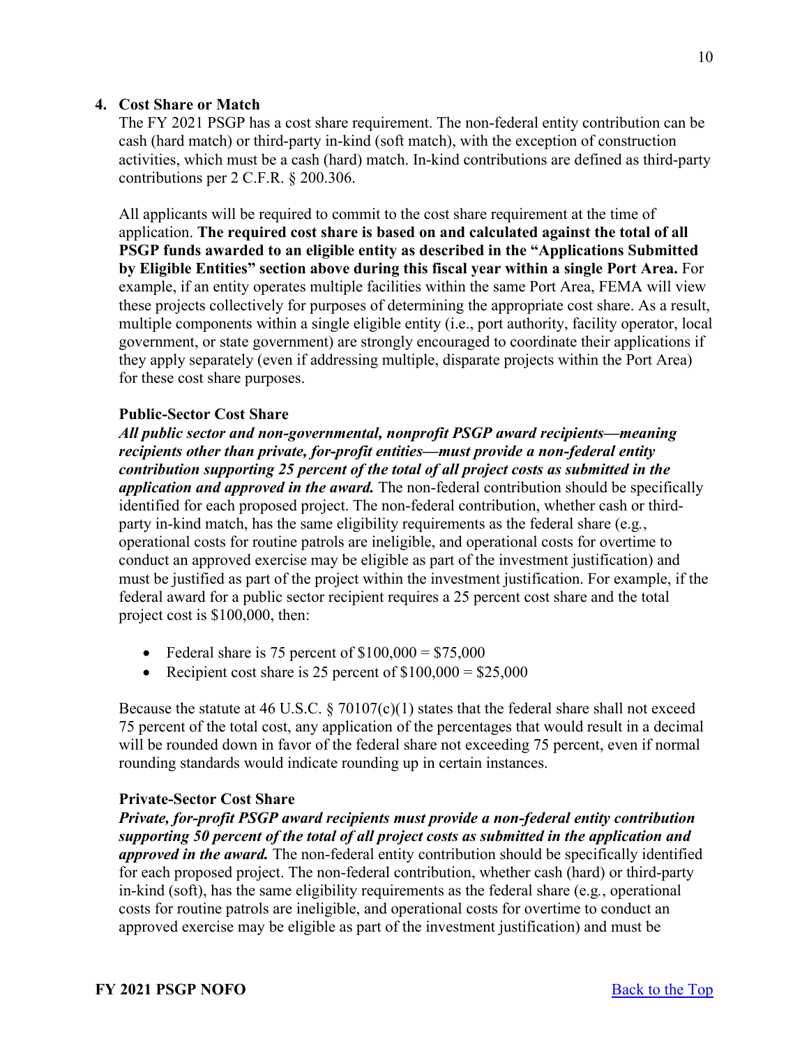### 4. Cost Share or Match

The FY 2021 PSGP has a cost share requirement. The non-federal entity contribution can be cash (hard match) or third-party in-kind (soft match), with the exception of construction activities, which must be a cash (hard) match. In-kind contributions are defined as third-party contributions per 2 C.F.R. § 200.306.

All applicants will be required to commit to the cost share requirement at the time of application. **The required cost share is based on and calculated against the total of all PSGP funds awarded to an eligible entity as described in the "Applications Submitted by Eligible Entities" section above during this fiscal year within a single Port Area.** For example, if an entity operates multiple facilities within the same Port Area, FEMA will view these projects collectively for purposes of determining the appropriate cost share. As a result, multiple components within a single eligible entity (i.e., port authority, facility operator, local government, or state government) are strongly encouraged to coordinate their applications if they apply separately (even if addressing multiple, disparate projects within the Port Area) for these cost share purposes.

#### Public-Sector Cost Share

***All public sector and non-governmental, nonprofit PSGP award recipients—meaning recipients other than private, for-profit entities—must provide a non-federal entity contribution supporting 25 percent of the total of all project costs as submitted in the application and approved in the award.*** The non-federal contribution should be specifically identified for each proposed project. The non-federal contribution, whether cash or third-party in-kind match, has the same eligibility requirements as the federal share (e.g., operational costs for routine patrols are ineligible, and operational costs for overtime to conduct an approved exercise may be eligible as part of the investment justification) and must be justified as part of the project within the investment justification. For example, if the federal award for a public sector recipient requires a 25 percent cost share and the total project cost is $100,000, then:

- Federal share is 75 percent of $100,000 = $75,000
- Recipient cost share is 25 percent of $100,000 = $25,000

Because the statute at 46 U.S.C. § 70107(c)(1) states that the federal share shall not exceed 75 percent of the total cost, any application of the percentages that would result in a decimal will be rounded down in favor of the federal share not exceeding 75 percent, even if normal rounding standards would indicate rounding up in certain instances.

#### Private-Sector Cost Share

***Private, for-profit PSGP award recipients must provide a non-federal entity contribution supporting 50 percent of the total of all project costs as submitted in the application and approved in the award.*** The non-federal entity contribution should be specifically identified for each proposed project. The non-federal contribution, whether cash (hard) or third-party in-kind (soft), has the same eligibility requirements as the federal share (e.g., operational costs for routine patrols are ineligible, and operational costs for overtime to conduct an approved exercise may be eligible as part of the investment justification) and must be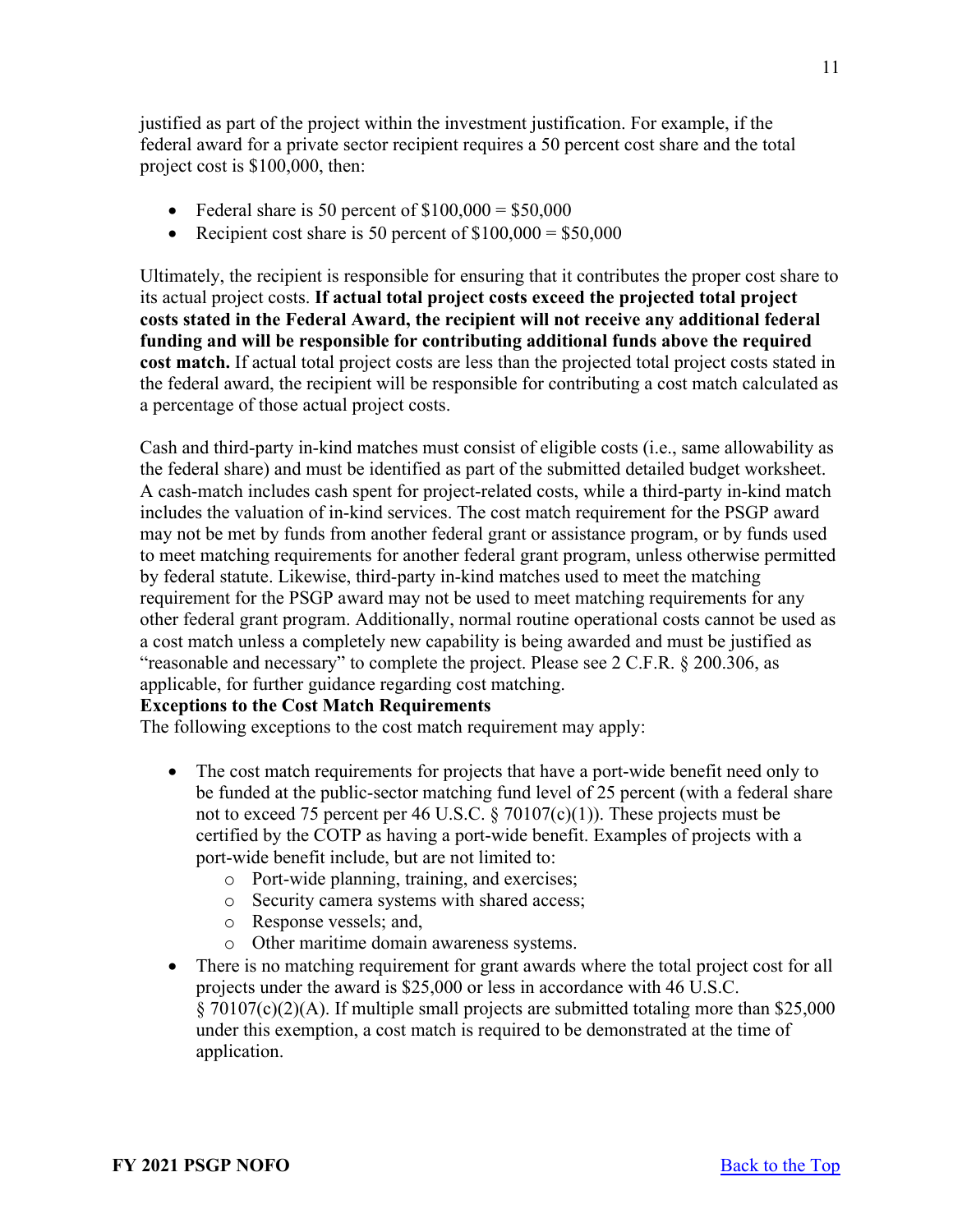justified as part of the project within the investment justification. For example, if the federal award for a private sector recipient requires a 50 percent cost share and the total project cost is $100,000, then:

- Federal share is 50 percent of $100,000 = $50,000
- Recipient cost share is 50 percent of $100,000 = $50,000

Ultimately, the recipient is responsible for ensuring that it contributes the proper cost share to its actual project costs. **If actual total project costs exceed the projected total project costs stated in the Federal Award, the recipient will not receive any additional federal funding and will be responsible for contributing additional funds above the required cost match.** If actual total project costs are less than the projected total project costs stated in the federal award, the recipient will be responsible for contributing a cost match calculated as a percentage of those actual project costs.

Cash and third-party in-kind matches must consist of eligible costs (i.e., same allowability as the federal share) and must be identified as part of the submitted detailed budget worksheet. A cash-match includes cash spent for project-related costs, while a third-party in-kind match includes the valuation of in-kind services. The cost match requirement for the PSGP award may not be met by funds from another federal grant or assistance program, or by funds used to meet matching requirements for another federal grant program, unless otherwise permitted by federal statute. Likewise, third-party in-kind matches used to meet the matching requirement for the PSGP award may not be used to meet matching requirements for any other federal grant program. Additionally, normal routine operational costs cannot be used as a cost match unless a completely new capability is being awarded and must be justified as "reasonable and necessary" to complete the project. Please see 2 C.F.R. § 200.306, as applicable, for further guidance regarding cost matching.

**Exceptions to the Cost Match Requirements**

The following exceptions to the cost match requirement may apply:

- The cost match requirements for projects that have a port-wide benefit need only to be funded at the public-sector matching fund level of 25 percent (with a federal share not to exceed 75 percent per 46 U.S.C. § 70107(c)(1)). These projects must be certified by the COTP as having a port-wide benefit. Examples of projects with a port-wide benefit include, but are not limited to:
  - Port-wide planning, training, and exercises;
  - Security camera systems with shared access;
  - Response vessels; and,
  - Other maritime domain awareness systems.
- There is no matching requirement for grant awards where the total project cost for all projects under the award is $25,000 or less in accordance with 46 U.S.C. § 70107(c)(2)(A). If multiple small projects are submitted totaling more than $25,000 under this exemption, a cost match is required to be demonstrated at the time of application.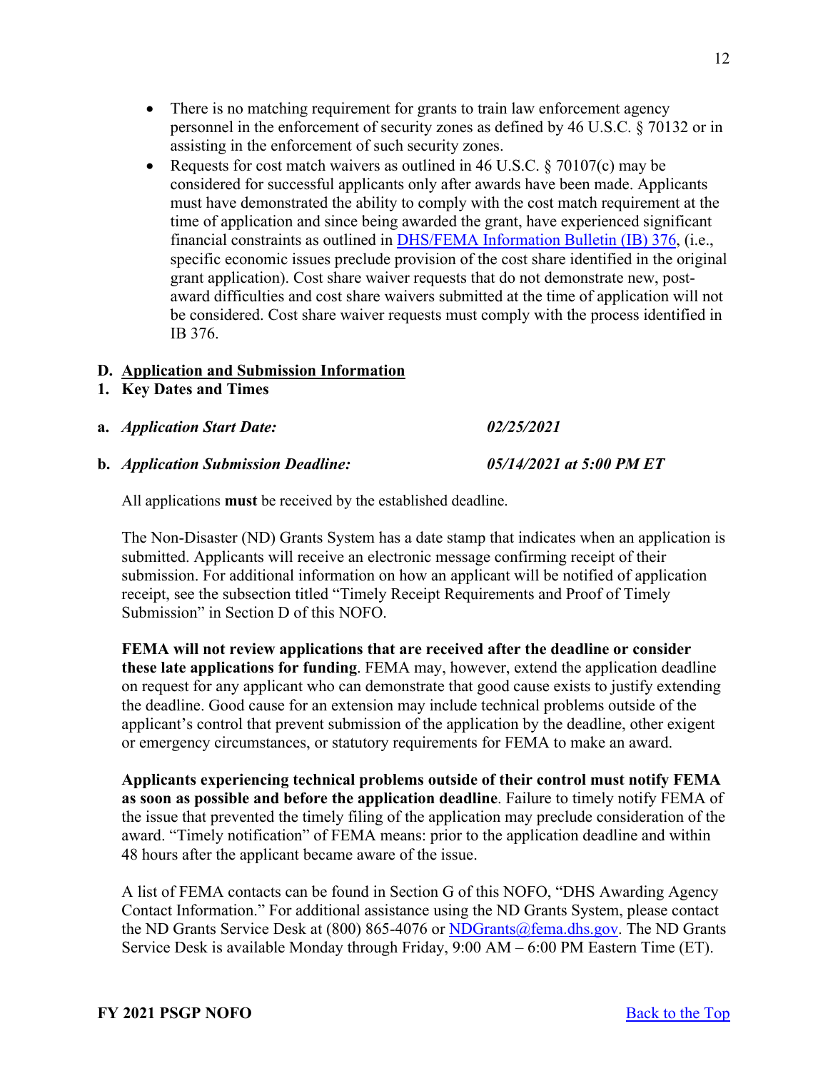- There is no matching requirement for grants to train law enforcement agency personnel in the enforcement of security zones as defined by 46 U.S.C. § 70132 or in assisting in the enforcement of such security zones.
- Requests for cost match waivers as outlined in 46 U.S.C. § 70107(c) may be considered for successful applicants only after awards have been made. Applicants must have demonstrated the ability to comply with the cost match requirement at the time of application and since being awarded the grant, have experienced significant financial constraints as outlined in [DHS/FEMA Information Bulletin (IB) 376](), (i.e., specific economic issues preclude provision of the cost share identified in the original grant application). Cost share waiver requests that do not demonstrate new, post-award difficulties and cost share waivers submitted at the time of application will not be considered. Cost share waiver requests must comply with the process identified in IB 376.

## D. Application and Submission Information

### 1. Key Dates and Times

**a.** ***Application Start Date:*** ***02/25/2021***

**b.** ***Application Submission Deadline:*** ***05/14/2021 at 5:00 PM ET***

All applications **must** be received by the established deadline.

The Non-Disaster (ND) Grants System has a date stamp that indicates when an application is submitted. Applicants will receive an electronic message confirming receipt of their submission. For additional information on how an applicant will be notified of application receipt, see the subsection titled "Timely Receipt Requirements and Proof of Timely Submission" in Section D of this NOFO.

**FEMA will not review applications that are received after the deadline or consider these late applications for funding**. FEMA may, however, extend the application deadline on request for any applicant who can demonstrate that good cause exists to justify extending the deadline. Good cause for an extension may include technical problems outside of the applicant's control that prevent submission of the application by the deadline, other exigent or emergency circumstances, or statutory requirements for FEMA to make an award.

**Applicants experiencing technical problems outside of their control must notify FEMA as soon as possible and before the application deadline**. Failure to timely notify FEMA of the issue that prevented the timely filing of the application may preclude consideration of the award. "Timely notification" of FEMA means: prior to the application deadline and within 48 hours after the applicant became aware of the issue.

A list of FEMA contacts can be found in Section G of this NOFO, "DHS Awarding Agency Contact Information." For additional assistance using the ND Grants System, please contact the ND Grants Service Desk at (800) 865-4076 or [NDGrants@fema.dhs.gov](mailto:NDGrants@fema.dhs.gov). The ND Grants Service Desk is available Monday through Friday, 9:00 AM – 6:00 PM Eastern Time (ET).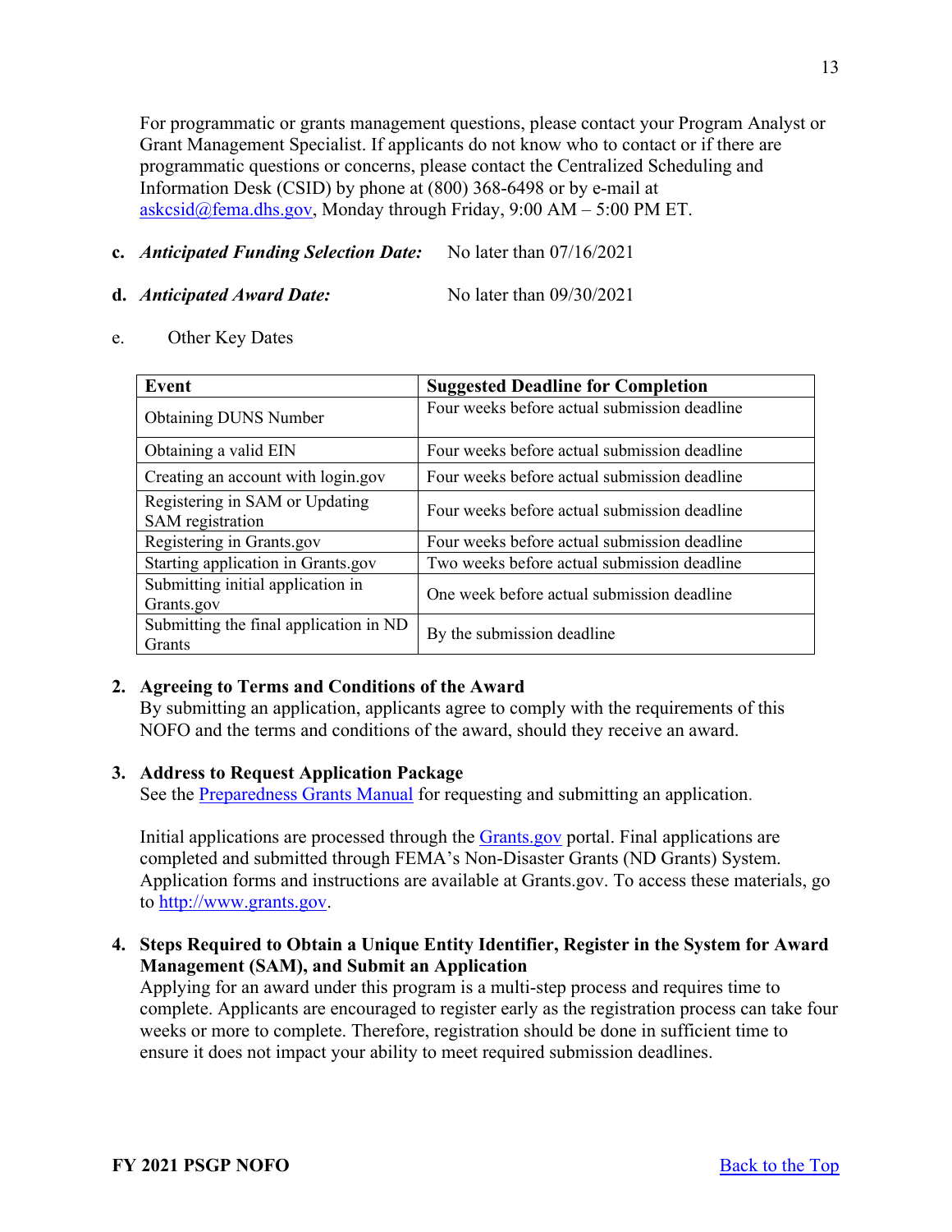For programmatic or grants management questions, please contact your Program Analyst or Grant Management Specialist. If applicants do not know who to contact or if there are programmatic questions or concerns, please contact the Centralized Scheduling and Information Desk (CSID) by phone at (800) 368-6498 or by e-mail at askcsid@fema.dhs.gov, Monday through Friday, 9:00 AM – 5:00 PM ET.

**c.** ***Anticipated Funding Selection Date:*** No later than 07/16/2021

**d.** ***Anticipated Award Date:*** No later than 09/30/2021

e. Other Key Dates

| Event | Suggested Deadline for Completion |
| --- | --- |
| Obtaining DUNS Number | Four weeks before actual submission deadline |
| Obtaining a valid EIN | Four weeks before actual submission deadline |
| Creating an account with login.gov | Four weeks before actual submission deadline |
| Registering in SAM or Updating SAM registration | Four weeks before actual submission deadline |
| Registering in Grants.gov | Four weeks before actual submission deadline |
| Starting application in Grants.gov | Two weeks before actual submission deadline |
| Submitting initial application in Grants.gov | One week before actual submission deadline |
| Submitting the final application in ND Grants | By the submission deadline |

**2. Agreeing to Terms and Conditions of the Award**

By submitting an application, applicants agree to comply with the requirements of this NOFO and the terms and conditions of the award, should they receive an award.

**3. Address to Request Application Package**

See the Preparedness Grants Manual for requesting and submitting an application.

Initial applications are processed through the Grants.gov portal. Final applications are completed and submitted through FEMA's Non-Disaster Grants (ND Grants) System. Application forms and instructions are available at Grants.gov. To access these materials, go to http://www.grants.gov.

**4. Steps Required to Obtain a Unique Entity Identifier, Register in the System for Award Management (SAM), and Submit an Application**

Applying for an award under this program is a multi-step process and requires time to complete. Applicants are encouraged to register early as the registration process can take four weeks or more to complete. Therefore, registration should be done in sufficient time to ensure it does not impact your ability to meet required submission deadlines.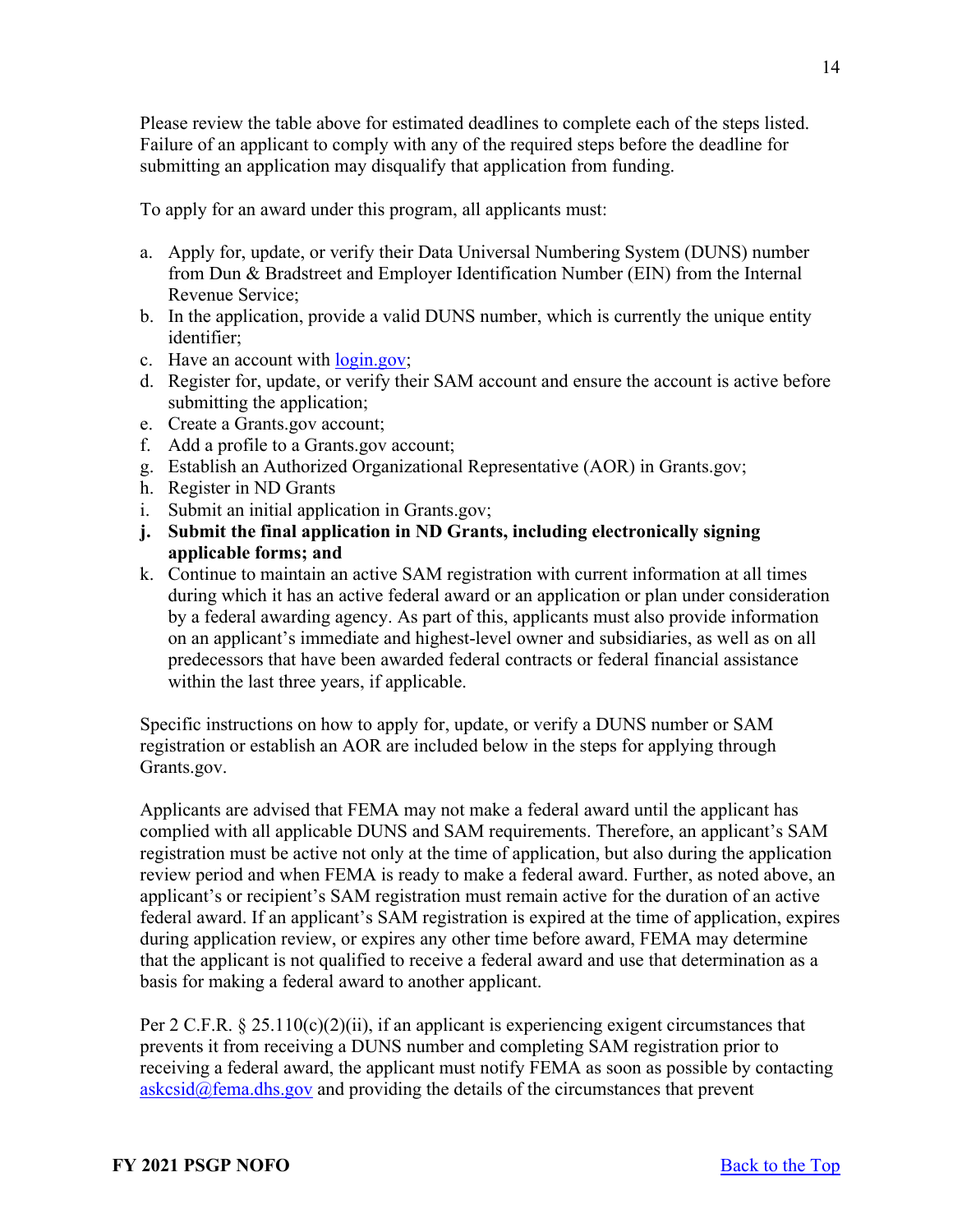Please review the table above for estimated deadlines to complete each of the steps listed. Failure of an applicant to comply with any of the required steps before the deadline for submitting an application may disqualify that application from funding.

To apply for an award under this program, all applicants must:

a. Apply for, update, or verify their Data Universal Numbering System (DUNS) number from Dun & Bradstreet and Employer Identification Number (EIN) from the Internal Revenue Service;
b. In the application, provide a valid DUNS number, which is currently the unique entity identifier;
c. Have an account with [login.gov](login.gov);
d. Register for, update, or verify their SAM account and ensure the account is active before submitting the application;
e. Create a Grants.gov account;
f. Add a profile to a Grants.gov account;
g. Establish an Authorized Organizational Representative (AOR) in Grants.gov;
h. Register in ND Grants
i. Submit an initial application in Grants.gov;
**j. Submit the final application in ND Grants, including electronically signing applicable forms; and**
k. Continue to maintain an active SAM registration with current information at all times during which it has an active federal award or an application or plan under consideration by a federal awarding agency. As part of this, applicants must also provide information on an applicant's immediate and highest-level owner and subsidiaries, as well as on all predecessors that have been awarded federal contracts or federal financial assistance within the last three years, if applicable.

Specific instructions on how to apply for, update, or verify a DUNS number or SAM registration or establish an AOR are included below in the steps for applying through Grants.gov.

Applicants are advised that FEMA may not make a federal award until the applicant has complied with all applicable DUNS and SAM requirements. Therefore, an applicant's SAM registration must be active not only at the time of application, but also during the application review period and when FEMA is ready to make a federal award. Further, as noted above, an applicant's or recipient's SAM registration must remain active for the duration of an active federal award. If an applicant's SAM registration is expired at the time of application, expires during application review, or expires any other time before award, FEMA may determine that the applicant is not qualified to receive a federal award and use that determination as a basis for making a federal award to another applicant.

Per 2 C.F.R. § 25.110(c)(2)(ii), if an applicant is experiencing exigent circumstances that prevents it from receiving a DUNS number and completing SAM registration prior to receiving a federal award, the applicant must notify FEMA as soon as possible by contacting [askcsid@fema.dhs.gov](mailto:askcsid@fema.dhs.gov) and providing the details of the circumstances that prevent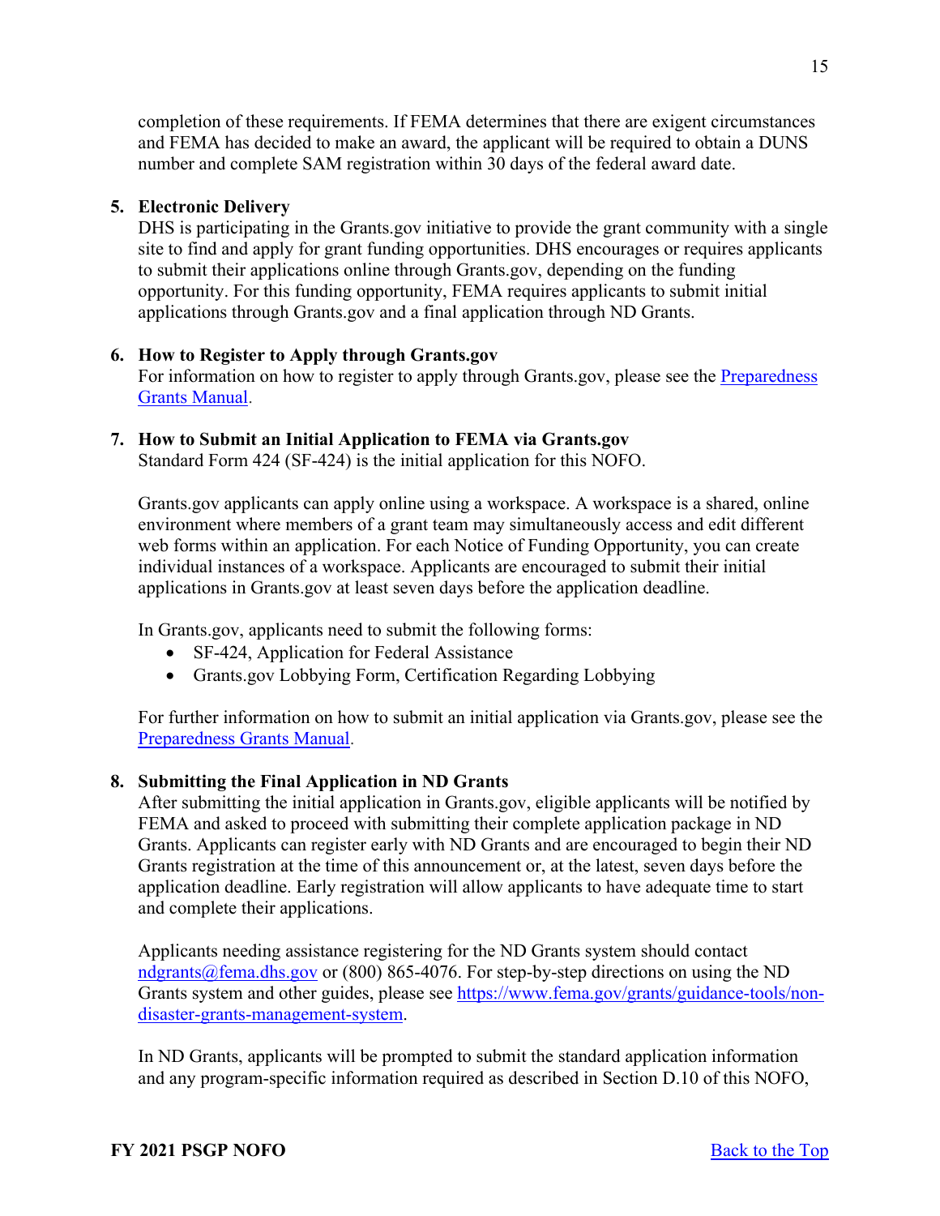completion of these requirements. If FEMA determines that there are exigent circumstances and FEMA has decided to make an award, the applicant will be required to obtain a DUNS number and complete SAM registration within 30 days of the federal award date.

5. **Electronic Delivery**
   DHS is participating in the Grants.gov initiative to provide the grant community with a single site to find and apply for grant funding opportunities. DHS encourages or requires applicants to submit their applications online through Grants.gov, depending on the funding opportunity. For this funding opportunity, FEMA requires applicants to submit initial applications through Grants.gov and a final application through ND Grants.

6. **How to Register to Apply through Grants.gov**
   For information on how to register to apply through Grants.gov, please see the [Preparedness Grants Manual](Preparedness Grants Manual).

7. **How to Submit an Initial Application to FEMA via Grants.gov**
   Standard Form 424 (SF-424) is the initial application for this NOFO.

   Grants.gov applicants can apply online using a workspace. A workspace is a shared, online environment where members of a grant team may simultaneously access and edit different web forms within an application. For each Notice of Funding Opportunity, you can create individual instances of a workspace. Applicants are encouraged to submit their initial applications in Grants.gov at least seven days before the application deadline.

   In Grants.gov, applicants need to submit the following forms:
   - SF-424, Application for Federal Assistance
   - Grants.gov Lobbying Form, Certification Regarding Lobbying

   For further information on how to submit an initial application via Grants.gov, please see the [Preparedness Grants Manual](Preparedness Grants Manual).

8. **Submitting the Final Application in ND Grants**
   After submitting the initial application in Grants.gov, eligible applicants will be notified by FEMA and asked to proceed with submitting their complete application package in ND Grants. Applicants can register early with ND Grants and are encouraged to begin their ND Grants registration at the time of this announcement or, at the latest, seven days before the application deadline. Early registration will allow applicants to have adequate time to start and complete their applications.

   Applicants needing assistance registering for the ND Grants system should contact ndgrants@fema.dhs.gov or (800) 865-4076. For step-by-step directions on using the ND Grants system and other guides, please see https://www.fema.gov/grants/guidance-tools/non-disaster-grants-management-system.

   In ND Grants, applicants will be prompted to submit the standard application information and any program-specific information required as described in Section D.10 of this NOFO,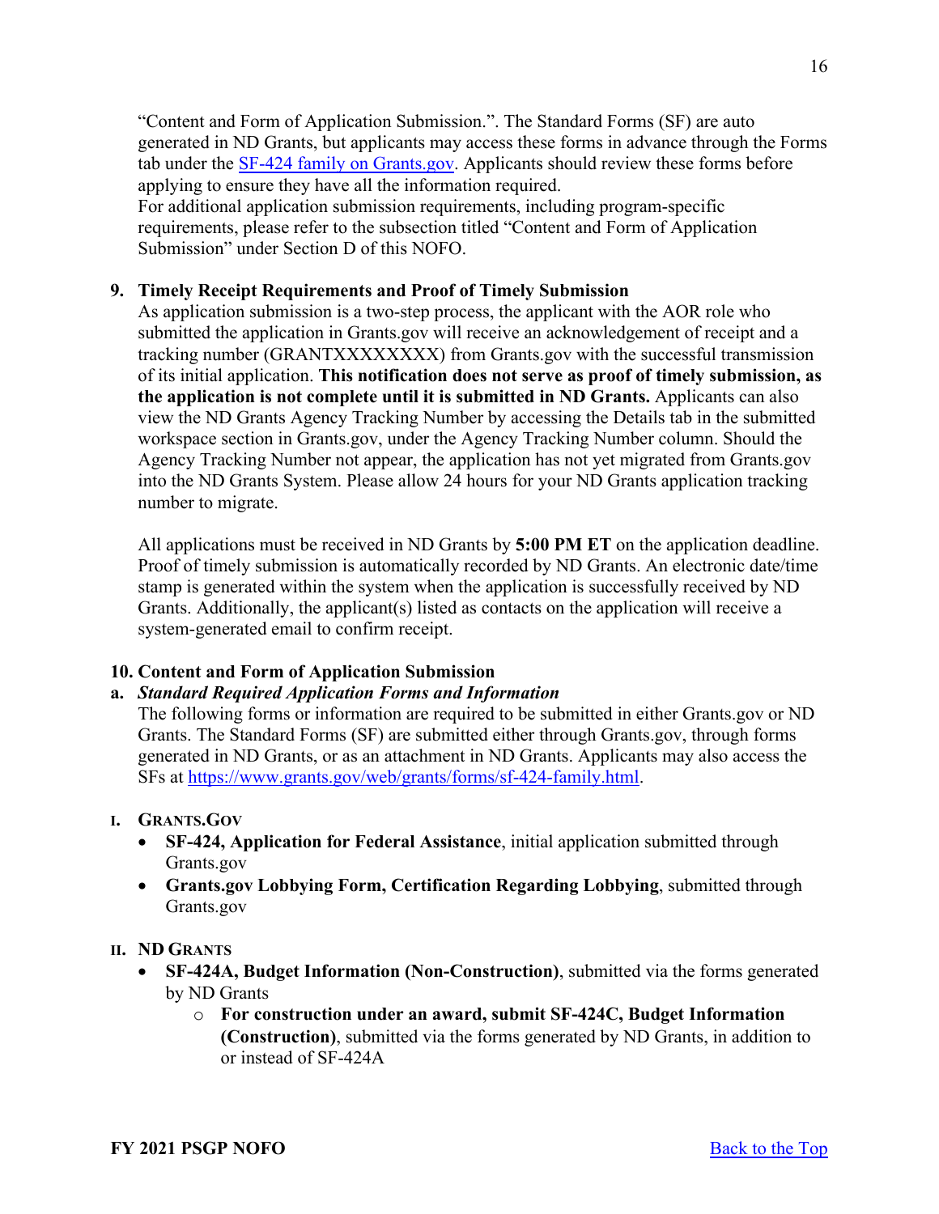"Content and Form of Application Submission.". The Standard Forms (SF) are auto generated in ND Grants, but applicants may access these forms in advance through the Forms tab under the [SF-424 family on Grants.gov](https://www.grants.gov/web/grants/forms/sf-424-family.html). Applicants should review these forms before applying to ensure they have all the information required.

For additional application submission requirements, including program-specific requirements, please refer to the subsection titled "Content and Form of Application Submission" under Section D of this NOFO.

### 9. Timely Receipt Requirements and Proof of Timely Submission

As application submission is a two-step process, the applicant with the AOR role who submitted the application in Grants.gov will receive an acknowledgement of receipt and a tracking number (GRANTXXXXXXXX) from Grants.gov with the successful transmission of its initial application. **This notification does not serve as proof of timely submission, as the application is not complete until it is submitted in ND Grants.** Applicants can also view the ND Grants Agency Tracking Number by accessing the Details tab in the submitted workspace section in Grants.gov, under the Agency Tracking Number column. Should the Agency Tracking Number not appear, the application has not yet migrated from Grants.gov into the ND Grants System. Please allow 24 hours for your ND Grants application tracking number to migrate.

All applications must be received in ND Grants by **5:00 PM ET** on the application deadline. Proof of timely submission is automatically recorded by ND Grants. An electronic date/time stamp is generated within the system when the application is successfully received by ND Grants. Additionally, the applicant(s) listed as contacts on the application will receive a system-generated email to confirm receipt.

### 10. Content and Form of Application Submission

**a. *Standard Required Application Forms and Information***

The following forms or information are required to be submitted in either Grants.gov or ND Grants. The Standard Forms (SF) are submitted either through Grants.gov, through forms generated in ND Grants, or as an attachment in ND Grants. Applicants may also access the SFs at https://www.grants.gov/web/grants/forms/sf-424-family.html.

**I. GRANTS.GOV**

- **SF-424, Application for Federal Assistance**, initial application submitted through Grants.gov
- **Grants.gov Lobbying Form, Certification Regarding Lobbying**, submitted through Grants.gov

**II. ND GRANTS**

- **SF-424A, Budget Information (Non-Construction)**, submitted via the forms generated by ND Grants
  - **For construction under an award, submit SF-424C, Budget Information (Construction)**, submitted via the forms generated by ND Grants, in addition to or instead of SF-424A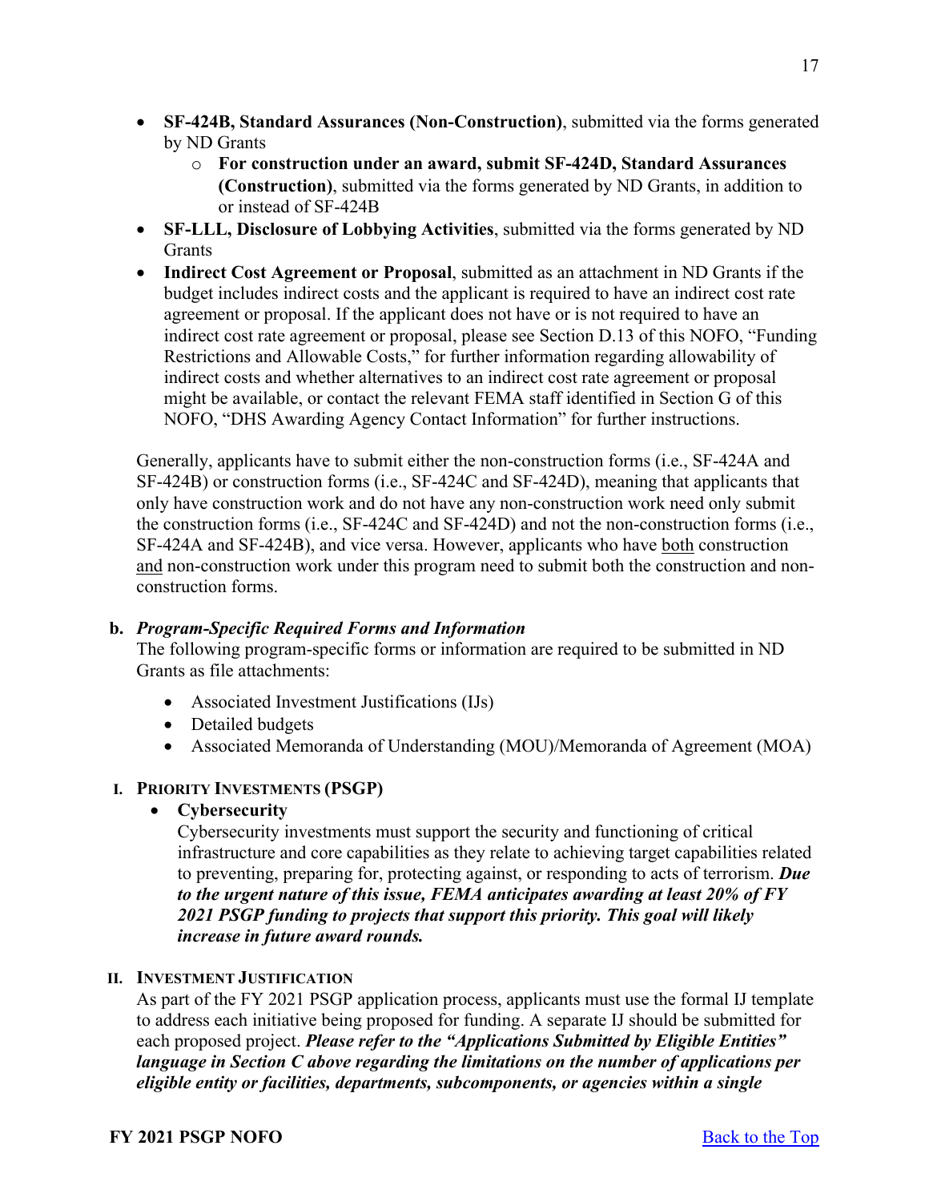- **SF-424B, Standard Assurances (Non-Construction)**, submitted via the forms generated by ND Grants
  - **For construction under an award, submit SF-424D, Standard Assurances (Construction)**, submitted via the forms generated by ND Grants, in addition to or instead of SF-424B
- **SF-LLL, Disclosure of Lobbying Activities**, submitted via the forms generated by ND Grants
- **Indirect Cost Agreement or Proposal**, submitted as an attachment in ND Grants if the budget includes indirect costs and the applicant is required to have an indirect cost rate agreement or proposal. If the applicant does not have or is not required to have an indirect cost rate agreement or proposal, please see Section D.13 of this NOFO, "Funding Restrictions and Allowable Costs," for further information regarding allowability of indirect costs and whether alternatives to an indirect cost rate agreement or proposal might be available, or contact the relevant FEMA staff identified in Section G of this NOFO, "DHS Awarding Agency Contact Information" for further instructions.

Generally, applicants have to submit either the non-construction forms (i.e., SF-424A and SF-424B) or construction forms (i.e., SF-424C and SF-424D), meaning that applicants that only have construction work and do not have any non-construction work need only submit the construction forms (i.e., SF-424C and SF-424D) and not the non-construction forms (i.e., SF-424A and SF-424B), and vice versa. However, applicants who have both construction and non-construction work under this program need to submit both the construction and non-construction forms.

**b. *Program-Specific Required Forms and Information***

The following program-specific forms or information are required to be submitted in ND Grants as file attachments:

- Associated Investment Justifications (IJs)
- Detailed budgets
- Associated Memoranda of Understanding (MOU)/Memoranda of Agreement (MOA)

**I. PRIORITY INVESTMENTS (PSGP)**

- **Cybersecurity**

  Cybersecurity investments must support the security and functioning of critical infrastructure and core capabilities as they relate to achieving target capabilities related to preventing, preparing for, protecting against, or responding to acts of terrorism. ***Due to the urgent nature of this issue, FEMA anticipates awarding at least 20% of FY 2021 PSGP funding to projects that support this priority. This goal will likely increase in future award rounds.***

**II. INVESTMENT JUSTIFICATION**

As part of the FY 2021 PSGP application process, applicants must use the formal IJ template to address each initiative being proposed for funding. A separate IJ should be submitted for each proposed project. ***Please refer to the "Applications Submitted by Eligible Entities" language in Section C above regarding the limitations on the number of applications per eligible entity or facilities, departments, subcomponents, or agencies within a single***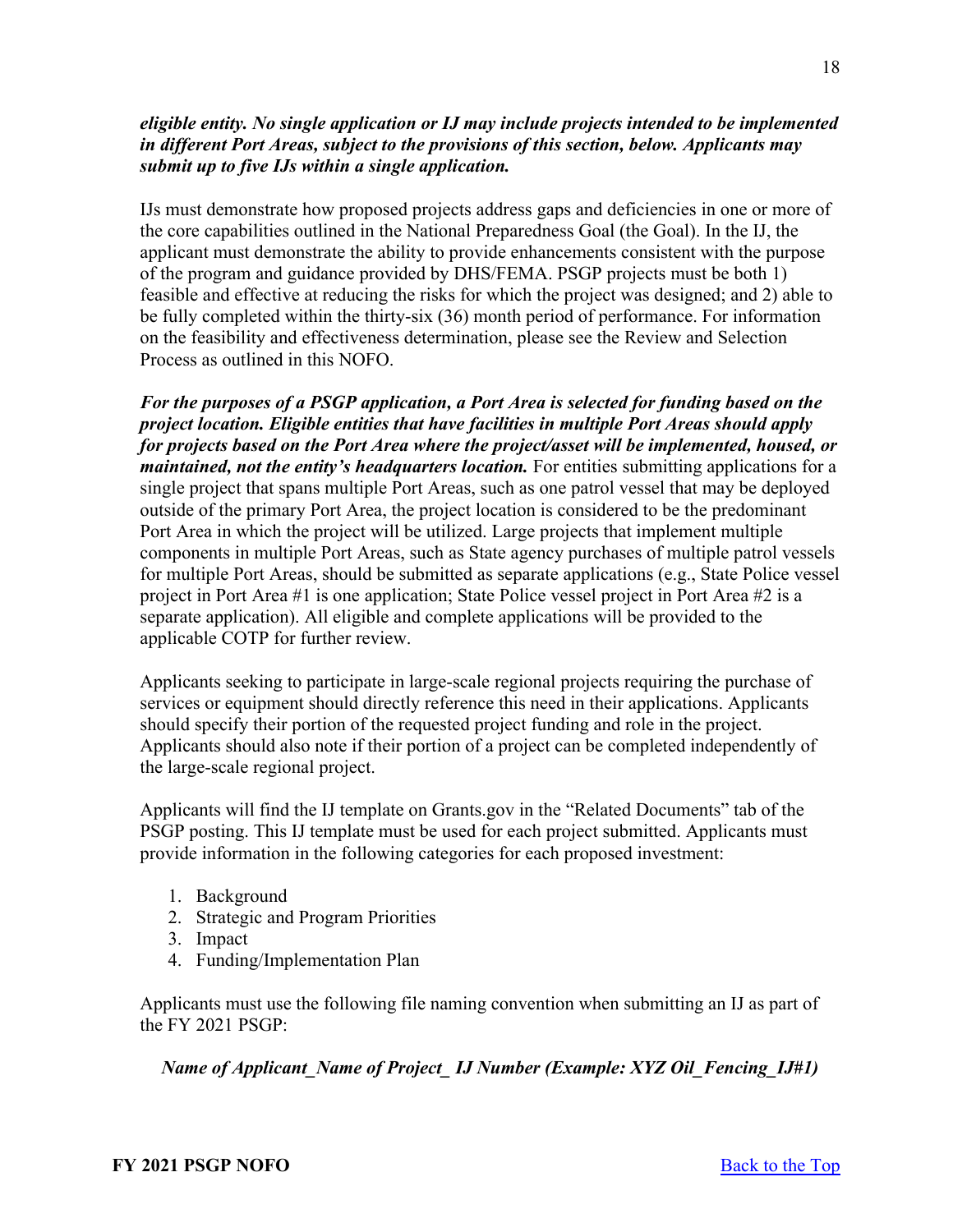***eligible entity. No single application or IJ may include projects intended to be implemented in different Port Areas, subject to the provisions of this section, below. Applicants may submit up to five IJs within a single application.***

IJs must demonstrate how proposed projects address gaps and deficiencies in one or more of the core capabilities outlined in the National Preparedness Goal (the Goal). In the IJ, the applicant must demonstrate the ability to provide enhancements consistent with the purpose of the program and guidance provided by DHS/FEMA. PSGP projects must be both 1) feasible and effective at reducing the risks for which the project was designed; and 2) able to be fully completed within the thirty-six (36) month period of performance. For information on the feasibility and effectiveness determination, please see the Review and Selection Process as outlined in this NOFO.

***For the purposes of a PSGP application, a Port Area is selected for funding based on the project location. Eligible entities that have facilities in multiple Port Areas should apply for projects based on the Port Area where the project/asset will be implemented, housed, or maintained, not the entity's headquarters location.*** For entities submitting applications for a single project that spans multiple Port Areas, such as one patrol vessel that may be deployed outside of the primary Port Area, the project location is considered to be the predominant Port Area in which the project will be utilized. Large projects that implement multiple components in multiple Port Areas, such as State agency purchases of multiple patrol vessels for multiple Port Areas, should be submitted as separate applications (e.g., State Police vessel project in Port Area #1 is one application; State Police vessel project in Port Area #2 is a separate application). All eligible and complete applications will be provided to the applicable COTP for further review.

Applicants seeking to participate in large-scale regional projects requiring the purchase of services or equipment should directly reference this need in their applications. Applicants should specify their portion of the requested project funding and role in the project. Applicants should also note if their portion of a project can be completed independently of the large-scale regional project.

Applicants will find the IJ template on Grants.gov in the "Related Documents" tab of the PSGP posting. This IJ template must be used for each project submitted. Applicants must provide information in the following categories for each proposed investment:

1. Background
2. Strategic and Program Priorities
3. Impact
4. Funding/Implementation Plan

Applicants must use the following file naming convention when submitting an IJ as part of the FY 2021 PSGP:

***Name of Applicant_Name of Project_ IJ Number (Example: XYZ Oil_Fencing_IJ#1)***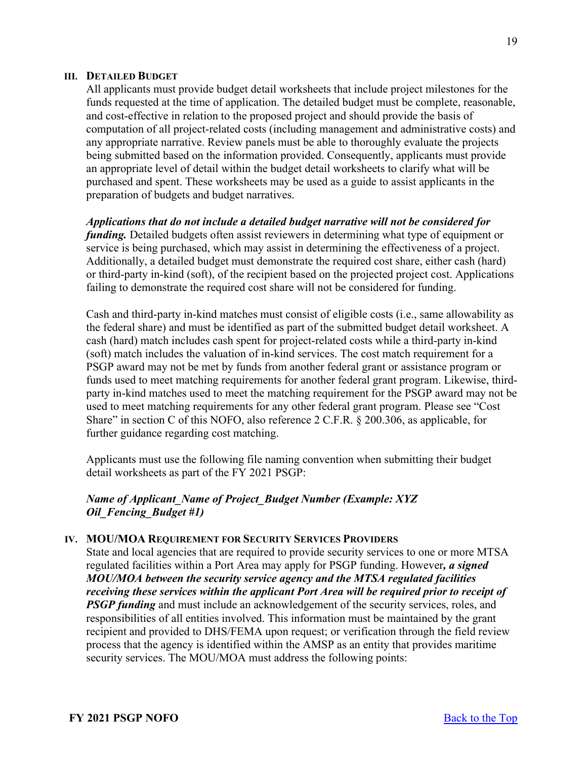### III. DETAILED BUDGET

All applicants must provide budget detail worksheets that include project milestones for the funds requested at the time of application. The detailed budget must be complete, reasonable, and cost-effective in relation to the proposed project and should provide the basis of computation of all project-related costs (including management and administrative costs) and any appropriate narrative. Review panels must be able to thoroughly evaluate the projects being submitted based on the information provided. Consequently, applicants must provide an appropriate level of detail within the budget detail worksheets to clarify what will be purchased and spent. These worksheets may be used as a guide to assist applicants in the preparation of budgets and budget narratives.

***Applications that do not include a detailed budget narrative will not be considered for funding.*** Detailed budgets often assist reviewers in determining what type of equipment or service is being purchased, which may assist in determining the effectiveness of a project. Additionally, a detailed budget must demonstrate the required cost share, either cash (hard) or third-party in-kind (soft), of the recipient based on the projected project cost. Applications failing to demonstrate the required cost share will not be considered for funding.

Cash and third-party in-kind matches must consist of eligible costs (i.e., same allowability as the federal share) and must be identified as part of the submitted budget detail worksheet. A cash (hard) match includes cash spent for project-related costs while a third-party in-kind (soft) match includes the valuation of in-kind services. The cost match requirement for a PSGP award may not be met by funds from another federal grant or assistance program or funds used to meet matching requirements for another federal grant program. Likewise, third-party in-kind matches used to meet the matching requirement for the PSGP award may not be used to meet matching requirements for any other federal grant program. Please see "Cost Share" in section C of this NOFO, also reference 2 C.F.R. § 200.306, as applicable, for further guidance regarding cost matching.

Applicants must use the following file naming convention when submitting their budget detail worksheets as part of the FY 2021 PSGP:

***Name of Applicant_Name of Project_Budget Number (Example: XYZ Oil_Fencing_Budget #1)***

### IV. MOU/MOA REQUIREMENT FOR SECURITY SERVICES PROVIDERS

State and local agencies that are required to provide security services to one or more MTSA regulated facilities within a Port Area may apply for PSGP funding. However***, a signed MOU/MOA between the security service agency and the MTSA regulated facilities receiving these services within the applicant Port Area will be required prior to receipt of PSGP funding*** and must include an acknowledgement of the security services, roles, and responsibilities of all entities involved. This information must be maintained by the grant recipient and provided to DHS/FEMA upon request; or verification through the field review process that the agency is identified within the AMSP as an entity that provides maritime security services. The MOU/MOA must address the following points: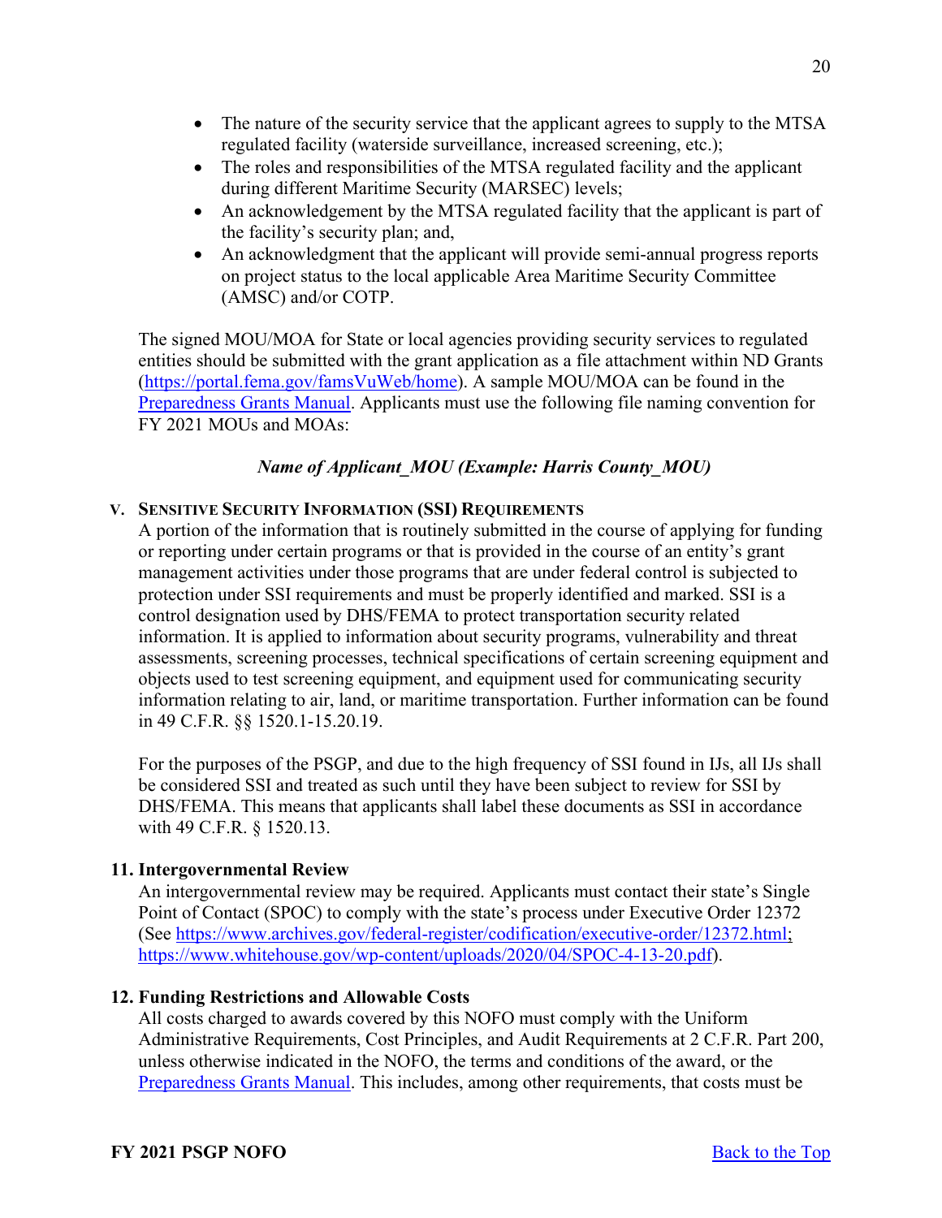- The nature of the security service that the applicant agrees to supply to the MTSA regulated facility (waterside surveillance, increased screening, etc.);
- The roles and responsibilities of the MTSA regulated facility and the applicant during different Maritime Security (MARSEC) levels;
- An acknowledgement by the MTSA regulated facility that the applicant is part of the facility's security plan; and,
- An acknowledgment that the applicant will provide semi-annual progress reports on project status to the local applicable Area Maritime Security Committee (AMSC) and/or COTP.

The signed MOU/MOA for State or local agencies providing security services to regulated entities should be submitted with the grant application as a file attachment within ND Grants (https://portal.fema.gov/famsVuWeb/home). A sample MOU/MOA can be found in the Preparedness Grants Manual. Applicants must use the following file naming convention for FY 2021 MOUs and MOAs:

***Name of Applicant_MOU (Example: Harris County_MOU)***

#### V. Sensitive Security Information (SSI) Requirements

A portion of the information that is routinely submitted in the course of applying for funding or reporting under certain programs or that is provided in the course of an entity's grant management activities under those programs that are under federal control is subjected to protection under SSI requirements and must be properly identified and marked. SSI is a control designation used by DHS/FEMA to protect transportation security related information. It is applied to information about security programs, vulnerability and threat assessments, screening processes, technical specifications of certain screening equipment and objects used to test screening equipment, and equipment used for communicating security information relating to air, land, or maritime transportation. Further information can be found in 49 C.F.R. §§ 1520.1-15.20.19.

For the purposes of the PSGP, and due to the high frequency of SSI found in IJs, all IJs shall be considered SSI and treated as such until they have been subject to review for SSI by DHS/FEMA. This means that applicants shall label these documents as SSI in accordance with 49 C.F.R. § 1520.13.

### 11. Intergovernmental Review

An intergovernmental review may be required. Applicants must contact their state's Single Point of Contact (SPOC) to comply with the state's process under Executive Order 12372 (See https://www.archives.gov/federal-register/codification/executive-order/12372.html; https://www.whitehouse.gov/wp-content/uploads/2020/04/SPOC-4-13-20.pdf).

### 12. Funding Restrictions and Allowable Costs

All costs charged to awards covered by this NOFO must comply with the Uniform Administrative Requirements, Cost Principles, and Audit Requirements at 2 C.F.R. Part 200, unless otherwise indicated in the NOFO, the terms and conditions of the award, or the Preparedness Grants Manual. This includes, among other requirements, that costs must be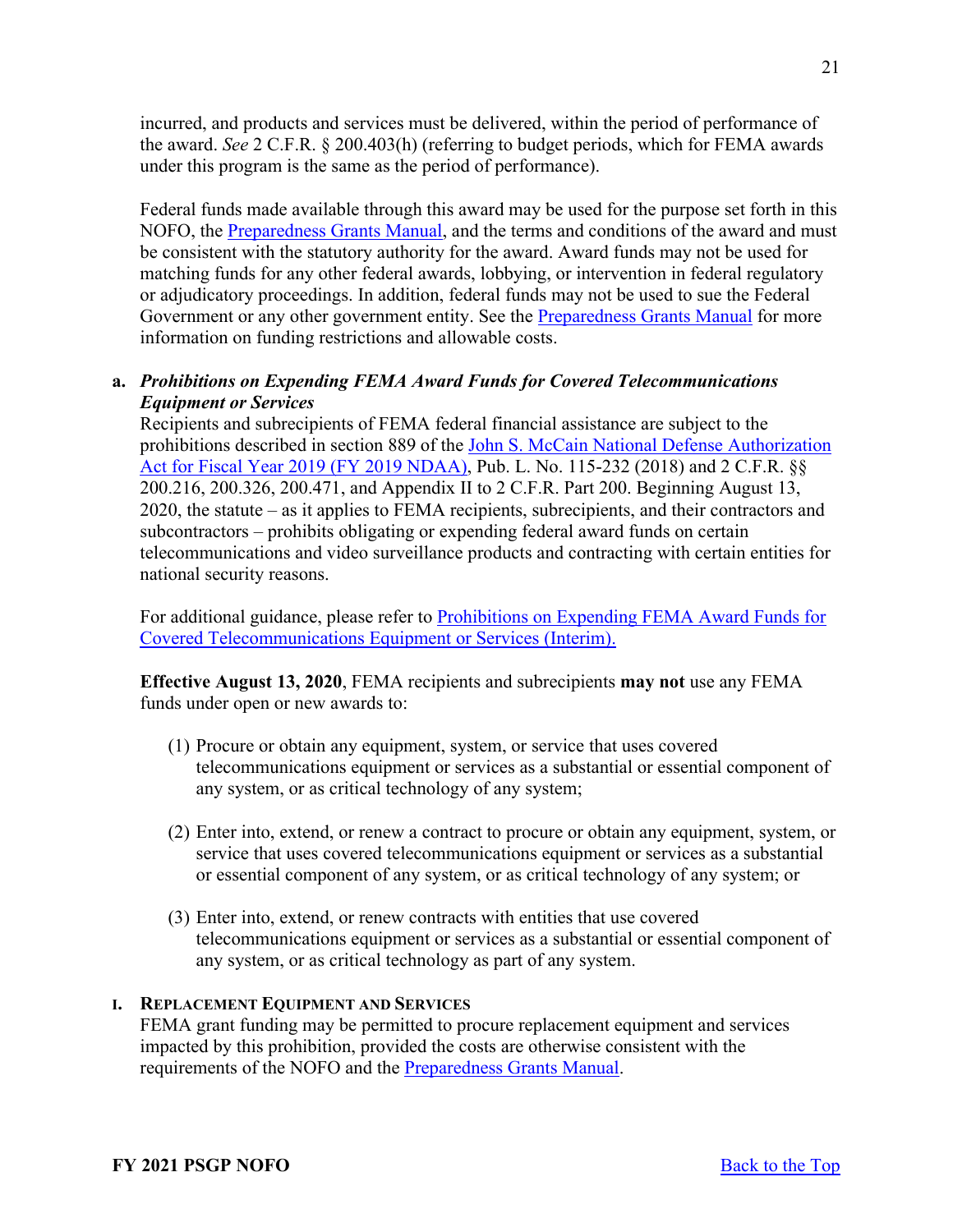incurred, and products and services must be delivered, within the period of performance of the award. *See* 2 C.F.R. § 200.403(h) (referring to budget periods, which for FEMA awards under this program is the same as the period of performance).

Federal funds made available through this award may be used for the purpose set forth in this NOFO, the Preparedness Grants Manual, and the terms and conditions of the award and must be consistent with the statutory authority for the award. Award funds may not be used for matching funds for any other federal awards, lobbying, or intervention in federal regulatory or adjudicatory proceedings. In addition, federal funds may not be used to sue the Federal Government or any other government entity. See the Preparedness Grants Manual for more information on funding restrictions and allowable costs.

**a. *Prohibitions on Expending FEMA Award Funds for Covered Telecommunications Equipment or Services***

Recipients and subrecipients of FEMA federal financial assistance are subject to the prohibitions described in section 889 of the John S. McCain National Defense Authorization Act for Fiscal Year 2019 (FY 2019 NDAA), Pub. L. No. 115-232 (2018) and 2 C.F.R. §§ 200.216, 200.326, 200.471, and Appendix II to 2 C.F.R. Part 200. Beginning August 13, 2020, the statute – as it applies to FEMA recipients, subrecipients, and their contractors and subcontractors – prohibits obligating or expending federal award funds on certain telecommunications and video surveillance products and contracting with certain entities for national security reasons.

For additional guidance, please refer to Prohibitions on Expending FEMA Award Funds for Covered Telecommunications Equipment or Services (Interim).

**Effective August 13, 2020**, FEMA recipients and subrecipients **may not** use any FEMA funds under open or new awards to:

(1) Procure or obtain any equipment, system, or service that uses covered telecommunications equipment or services as a substantial or essential component of any system, or as critical technology of any system;

(2) Enter into, extend, or renew a contract to procure or obtain any equipment, system, or service that uses covered telecommunications equipment or services as a substantial or essential component of any system, or as critical technology of any system; or

(3) Enter into, extend, or renew contracts with entities that use covered telecommunications equipment or services as a substantial or essential component of any system, or as critical technology as part of any system.

**I. Replacement Equipment and Services**

FEMA grant funding may be permitted to procure replacement equipment and services impacted by this prohibition, provided the costs are otherwise consistent with the requirements of the NOFO and the Preparedness Grants Manual.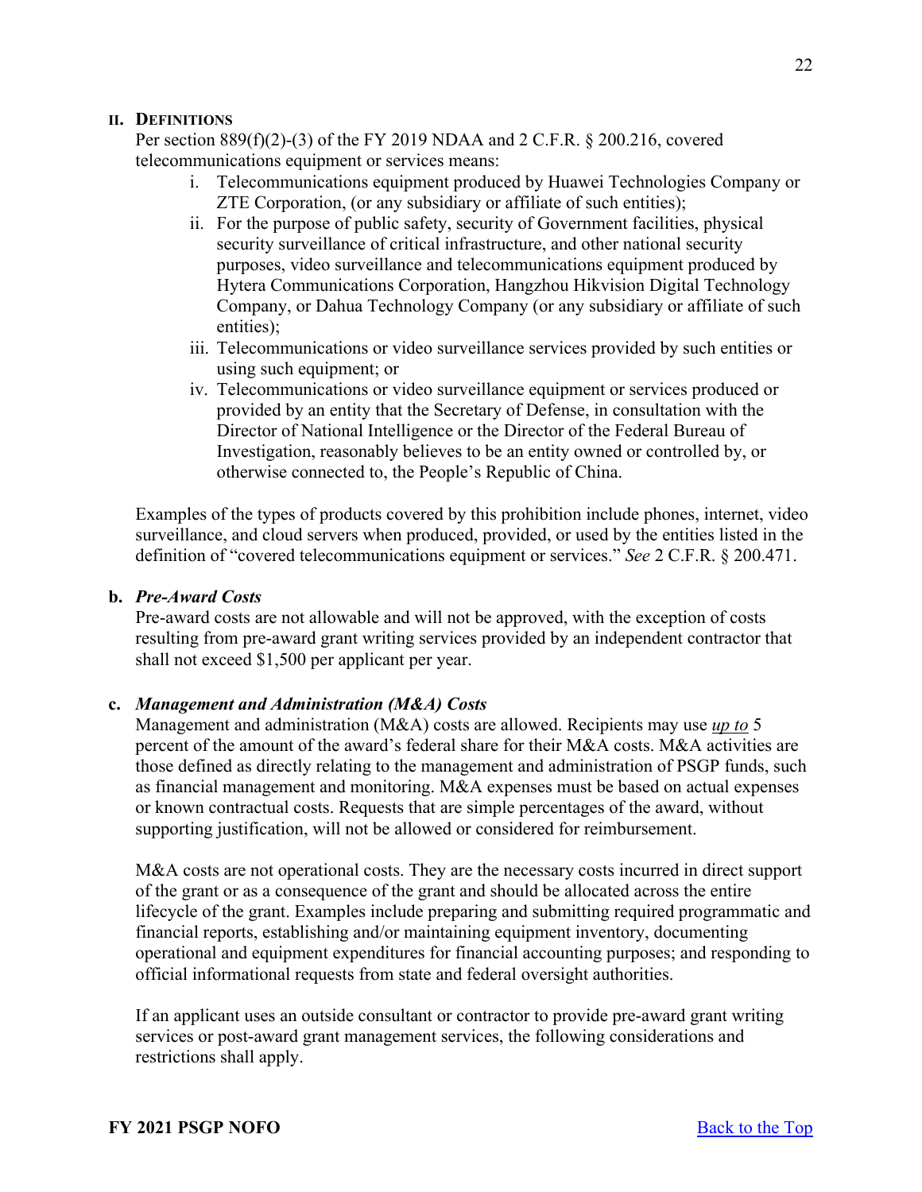### II. Definitions

Per section 889(f)(2)-(3) of the FY 2019 NDAA and 2 C.F.R. § 200.216, covered telecommunications equipment or services means:

i. Telecommunications equipment produced by Huawei Technologies Company or ZTE Corporation, (or any subsidiary or affiliate of such entities);
ii. For the purpose of public safety, security of Government facilities, physical security surveillance of critical infrastructure, and other national security purposes, video surveillance and telecommunications equipment produced by Hytera Communications Corporation, Hangzhou Hikvision Digital Technology Company, or Dahua Technology Company (or any subsidiary or affiliate of such entities);
iii. Telecommunications or video surveillance services provided by such entities or using such equipment; or
iv. Telecommunications or video surveillance equipment or services produced or provided by an entity that the Secretary of Defense, in consultation with the Director of National Intelligence or the Director of the Federal Bureau of Investigation, reasonably believes to be an entity owned or controlled by, or otherwise connected to, the People's Republic of China.

Examples of the types of products covered by this prohibition include phones, internet, video surveillance, and cloud servers when produced, provided, or used by the entities listed in the definition of "covered telecommunications equipment or services." *See* 2 C.F.R. § 200.471.

**b. *Pre-Award Costs***

Pre-award costs are not allowable and will not be approved, with the exception of costs resulting from pre-award grant writing services provided by an independent contractor that shall not exceed $1,500 per applicant per year.

**c. *Management and Administration (M&A) Costs***

Management and administration (M&A) costs are allowed. Recipients may use ***up to*** 5 percent of the amount of the award's federal share for their M&A costs. M&A activities are those defined as directly relating to the management and administration of PSGP funds, such as financial management and monitoring. M&A expenses must be based on actual expenses or known contractual costs. Requests that are simple percentages of the award, without supporting justification, will not be allowed or considered for reimbursement.

M&A costs are not operational costs. They are the necessary costs incurred in direct support of the grant or as a consequence of the grant and should be allocated across the entire lifecycle of the grant. Examples include preparing and submitting required programmatic and financial reports, establishing and/or maintaining equipment inventory, documenting operational and equipment expenditures for financial accounting purposes; and responding to official informational requests from state and federal oversight authorities.

If an applicant uses an outside consultant or contractor to provide pre-award grant writing services or post-award grant management services, the following considerations and restrictions shall apply.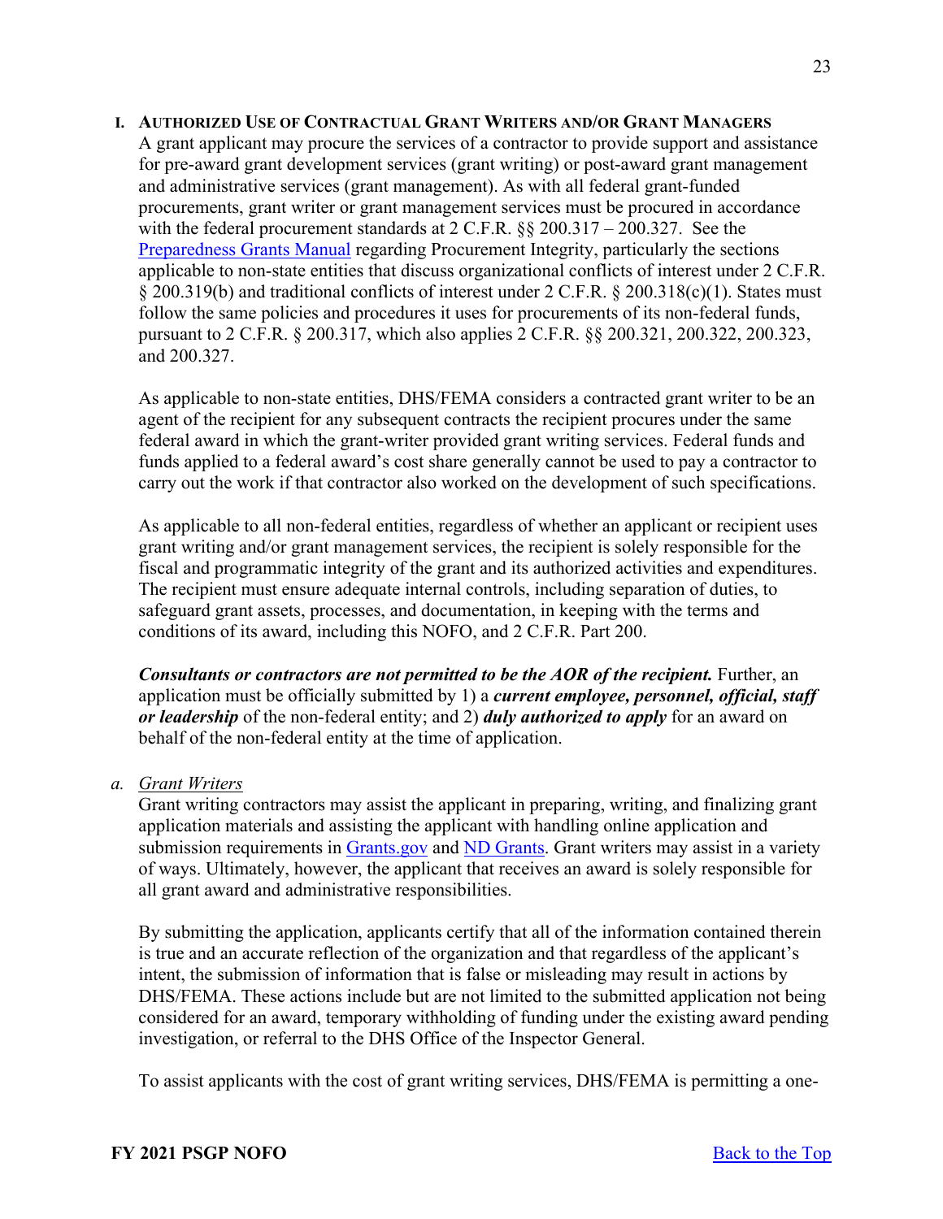## I. Authorized Use of Contractual Grant Writers and/or Grant Managers

A grant applicant may procure the services of a contractor to provide support and assistance for pre-award grant development services (grant writing) or post-award grant management and administrative services (grant management). As with all federal grant-funded procurements, grant writer or grant management services must be procured in accordance with the federal procurement standards at 2 C.F.R. §§ 200.317 – 200.327. See the [Preparedness Grants Manual](Preparedness Grants Manual) regarding Procurement Integrity, particularly the sections applicable to non-state entities that discuss organizational conflicts of interest under 2 C.F.R. § 200.319(b) and traditional conflicts of interest under 2 C.F.R. § 200.318(c)(1). States must follow the same policies and procedures it uses for procurements of its non-federal funds, pursuant to 2 C.F.R. § 200.317, which also applies 2 C.F.R. §§ 200.321, 200.322, 200.323, and 200.327.

As applicable to non-state entities, DHS/FEMA considers a contracted grant writer to be an agent of the recipient for any subsequent contracts the recipient procures under the same federal award in which the grant-writer provided grant writing services. Federal funds and funds applied to a federal award's cost share generally cannot be used to pay a contractor to carry out the work if that contractor also worked on the development of such specifications.

As applicable to all non-federal entities, regardless of whether an applicant or recipient uses grant writing and/or grant management services, the recipient is solely responsible for the fiscal and programmatic integrity of the grant and its authorized activities and expenditures. The recipient must ensure adequate internal controls, including separation of duties, to safeguard grant assets, processes, and documentation, in keeping with the terms and conditions of its award, including this NOFO, and 2 C.F.R. Part 200.

***Consultants or contractors are not permitted to be the AOR of the recipient.*** Further, an application must be officially submitted by 1) a ***current employee, personnel, official, staff or leadership*** of the non-federal entity; and 2) ***duly authorized to apply*** for an award on behalf of the non-federal entity at the time of application.

### a. *Grant Writers*

Grant writing contractors may assist the applicant in preparing, writing, and finalizing grant application materials and assisting the applicant with handling online application and submission requirements in [Grants.gov](Grants.gov) and [ND Grants](ND Grants). Grant writers may assist in a variety of ways. Ultimately, however, the applicant that receives an award is solely responsible for all grant award and administrative responsibilities.

By submitting the application, applicants certify that all of the information contained therein is true and an accurate reflection of the organization and that regardless of the applicant's intent, the submission of information that is false or misleading may result in actions by DHS/FEMA. These actions include but are not limited to the submitted application not being considered for an award, temporary withholding of funding under the existing award pending investigation, or referral to the DHS Office of the Inspector General.

To assist applicants with the cost of grant writing services, DHS/FEMA is permitting a one-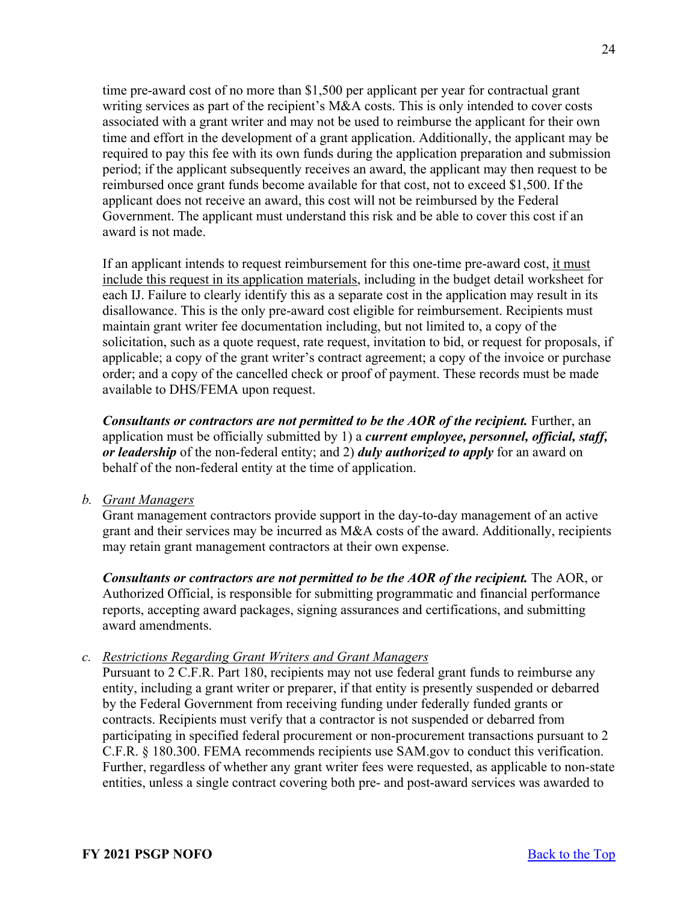time pre-award cost of no more than $1,500 per applicant per year for contractual grant writing services as part of the recipient's M&A costs. This is only intended to cover costs associated with a grant writer and may not be used to reimburse the applicant for their own time and effort in the development of a grant application. Additionally, the applicant may be required to pay this fee with its own funds during the application preparation and submission period; if the applicant subsequently receives an award, the applicant may then request to be reimbursed once grant funds become available for that cost, not to exceed $1,500. If the applicant does not receive an award, this cost will not be reimbursed by the Federal Government. The applicant must understand this risk and be able to cover this cost if an award is not made.

If an applicant intends to request reimbursement for this one-time pre-award cost, it must include this request in its application materials, including in the budget detail worksheet for each IJ. Failure to clearly identify this as a separate cost in the application may result in its disallowance. This is the only pre-award cost eligible for reimbursement. Recipients must maintain grant writer fee documentation including, but not limited to, a copy of the solicitation, such as a quote request, rate request, invitation to bid, or request for proposals, if applicable; a copy of the grant writer's contract agreement; a copy of the invoice or purchase order; and a copy of the cancelled check or proof of payment. These records must be made available to DHS/FEMA upon request.

***Consultants or contractors are not permitted to be the AOR of the recipient.*** Further, an application must be officially submitted by 1) a ***current employee, personnel, official, staff, or leadership*** of the non-federal entity; and 2) ***duly authorized to apply*** for an award on behalf of the non-federal entity at the time of application.

b. *Grant Managers*

Grant management contractors provide support in the day-to-day management of an active grant and their services may be incurred as M&A costs of the award. Additionally, recipients may retain grant management contractors at their own expense.

***Consultants or contractors are not permitted to be the AOR of the recipient.*** The AOR, or Authorized Official, is responsible for submitting programmatic and financial performance reports, accepting award packages, signing assurances and certifications, and submitting award amendments.

c. *Restrictions Regarding Grant Writers and Grant Managers*

Pursuant to 2 C.F.R. Part 180, recipients may not use federal grant funds to reimburse any entity, including a grant writer or preparer, if that entity is presently suspended or debarred by the Federal Government from receiving funding under federally funded grants or contracts. Recipients must verify that a contractor is not suspended or debarred from participating in specified federal procurement or non-procurement transactions pursuant to 2 C.F.R. § 180.300. FEMA recommends recipients use SAM.gov to conduct this verification. Further, regardless of whether any grant writer fees were requested, as applicable to non-state entities, unless a single contract covering both pre- and post-award services was awarded to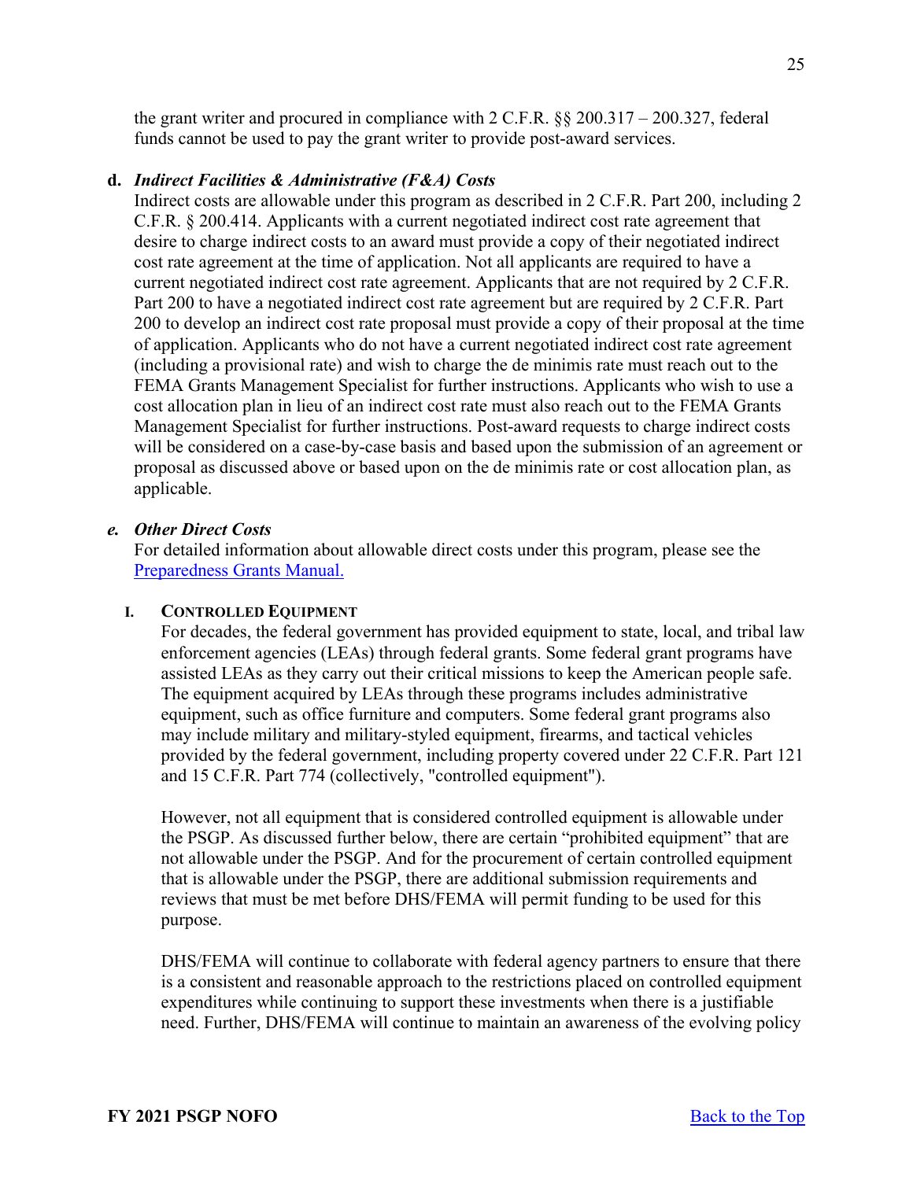the grant writer and procured in compliance with 2 C.F.R. §§ 200.317 – 200.327, federal funds cannot be used to pay the grant writer to provide post-award services.

**d. *Indirect Facilities & Administrative (F&A) Costs***

Indirect costs are allowable under this program as described in 2 C.F.R. Part 200, including 2 C.F.R. § 200.414. Applicants with a current negotiated indirect cost rate agreement that desire to charge indirect costs to an award must provide a copy of their negotiated indirect cost rate agreement at the time of application. Not all applicants are required to have a current negotiated indirect cost rate agreement. Applicants that are not required by 2 C.F.R. Part 200 to have a negotiated indirect cost rate agreement but are required by 2 C.F.R. Part 200 to develop an indirect cost rate proposal must provide a copy of their proposal at the time of application. Applicants who do not have a current negotiated indirect cost rate agreement (including a provisional rate) and wish to charge the de minimis rate must reach out to the FEMA Grants Management Specialist for further instructions. Applicants who wish to use a cost allocation plan in lieu of an indirect cost rate must also reach out to the FEMA Grants Management Specialist for further instructions. Post-award requests to charge indirect costs will be considered on a case-by-case basis and based upon the submission of an agreement or proposal as discussed above or based upon on the de minimis rate or cost allocation plan, as applicable.

***e. Other Direct Costs***

For detailed information about allowable direct costs under this program, please see the [Preparedness Grants Manual.](Preparedness Grants Manual)

**I. CONTROLLED EQUIPMENT**

For decades, the federal government has provided equipment to state, local, and tribal law enforcement agencies (LEAs) through federal grants. Some federal grant programs have assisted LEAs as they carry out their critical missions to keep the American people safe. The equipment acquired by LEAs through these programs includes administrative equipment, such as office furniture and computers. Some federal grant programs also may include military and military-styled equipment, firearms, and tactical vehicles provided by the federal government, including property covered under 22 C.F.R. Part 121 and 15 C.F.R. Part 774 (collectively, "controlled equipment").

However, not all equipment that is considered controlled equipment is allowable under the PSGP. As discussed further below, there are certain "prohibited equipment" that are not allowable under the PSGP. And for the procurement of certain controlled equipment that is allowable under the PSGP, there are additional submission requirements and reviews that must be met before DHS/FEMA will permit funding to be used for this purpose.

DHS/FEMA will continue to collaborate with federal agency partners to ensure that there is a consistent and reasonable approach to the restrictions placed on controlled equipment expenditures while continuing to support these investments when there is a justifiable need. Further, DHS/FEMA will continue to maintain an awareness of the evolving policy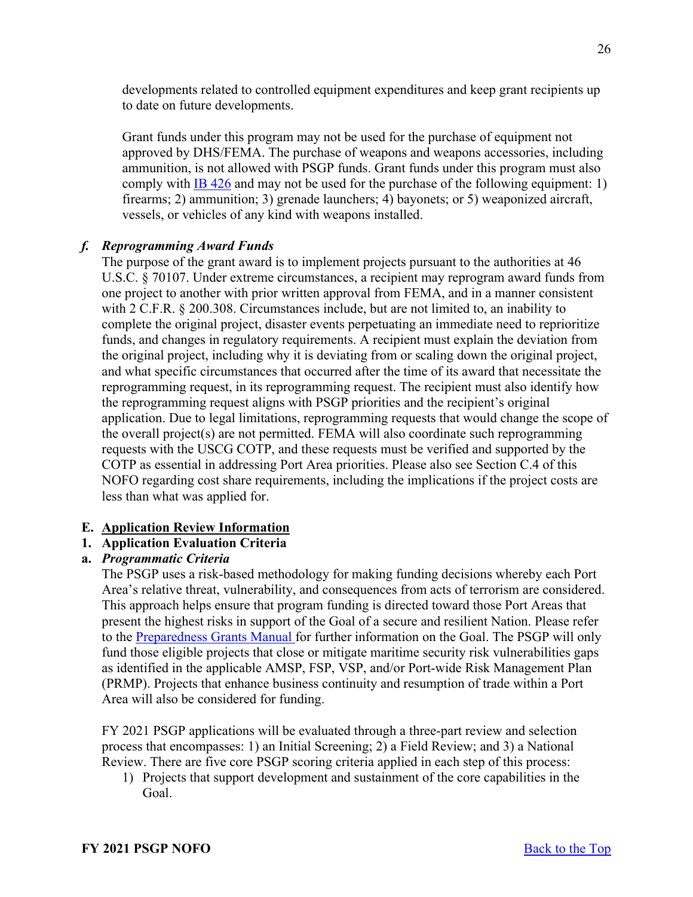developments related to controlled equipment expenditures and keep grant recipients up to date on future developments.

Grant funds under this program may not be used for the purchase of equipment not approved by DHS/FEMA. The purchase of weapons and weapons accessories, including ammunition, is not allowed with PSGP funds. Grant funds under this program must also comply with IB 426 and may not be used for the purchase of the following equipment: 1) firearms; 2) ammunition; 3) grenade launchers; 4) bayonets; or 5) weaponized aircraft, vessels, or vehicles of any kind with weapons installed.

#### *f. Reprogramming Award Funds*

The purpose of the grant award is to implement projects pursuant to the authorities at 46 U.S.C. § 70107. Under extreme circumstances, a recipient may reprogram award funds from one project to another with prior written approval from FEMA, and in a manner consistent with 2 C.F.R. § 200.308. Circumstances include, but are not limited to, an inability to complete the original project, disaster events perpetuating an immediate need to reprioritize funds, and changes in regulatory requirements. A recipient must explain the deviation from the original project, including why it is deviating from or scaling down the original project, and what specific circumstances that occurred after the time of its award that necessitate the reprogramming request, in its reprogramming request. The recipient must also identify how the reprogramming request aligns with PSGP priorities and the recipient's original application. Due to legal limitations, reprogramming requests that would change the scope of the overall project(s) are not permitted. FEMA will also coordinate such reprogramming requests with the USCG COTP, and these requests must be verified and supported by the COTP as essential in addressing Port Area priorities. Please also see Section C.4 of this NOFO regarding cost share requirements, including the implications if the project costs are less than what was applied for.

## E. Application Review Information

### 1. Application Evaluation Criteria

#### a. *Programmatic Criteria*

The PSGP uses a risk-based methodology for making funding decisions whereby each Port Area's relative threat, vulnerability, and consequences from acts of terrorism are considered. This approach helps ensure that program funding is directed toward those Port Areas that present the highest risks in support of the Goal of a secure and resilient Nation. Please refer to the Preparedness Grants Manual for further information on the Goal. The PSGP will only fund those eligible projects that close or mitigate maritime security risk vulnerabilities gaps as identified in the applicable AMSP, FSP, VSP, and/or Port-wide Risk Management Plan (PRMP). Projects that enhance business continuity and resumption of trade within a Port Area will also be considered for funding.

FY 2021 PSGP applications will be evaluated through a three-part review and selection process that encompasses: 1) an Initial Screening; 2) a Field Review; and 3) a National Review. There are five core PSGP scoring criteria applied in each step of this process:

1) Projects that support development and sustainment of the core capabilities in the Goal.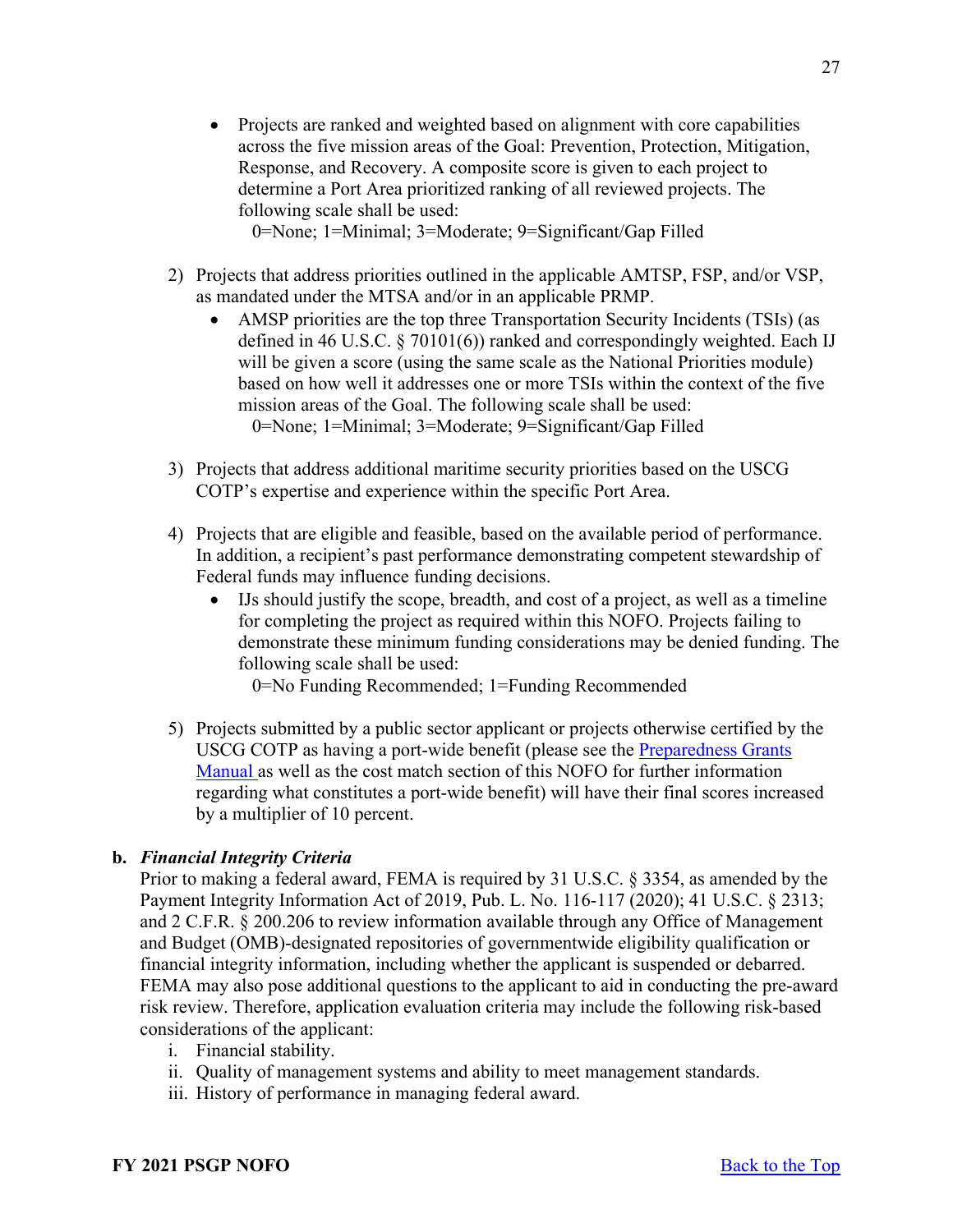- Projects are ranked and weighted based on alignment with core capabilities across the five mission areas of the Goal: Prevention, Protection, Mitigation, Response, and Recovery. A composite score is given to each project to determine a Port Area prioritized ranking of all reviewed projects. The following scale shall be used:
  0=None; 1=Minimal; 3=Moderate; 9=Significant/Gap Filled

2) Projects that address priorities outlined in the applicable AMTSP, FSP, and/or VSP, as mandated under the MTSA and/or in an applicable PRMP.
   - AMSP priorities are the top three Transportation Security Incidents (TSIs) (as defined in 46 U.S.C. § 70101(6)) ranked and correspondingly weighted. Each IJ will be given a score (using the same scale as the National Priorities module) based on how well it addresses one or more TSIs within the context of the five mission areas of the Goal. The following scale shall be used:
     0=None; 1=Minimal; 3=Moderate; 9=Significant/Gap Filled

3) Projects that address additional maritime security priorities based on the USCG COTP's expertise and experience within the specific Port Area.

4) Projects that are eligible and feasible, based on the available period of performance. In addition, a recipient's past performance demonstrating competent stewardship of Federal funds may influence funding decisions.
   - IJs should justify the scope, breadth, and cost of a project, as well as a timeline for completing the project as required within this NOFO. Projects failing to demonstrate these minimum funding considerations may be denied funding. The following scale shall be used:
     0=No Funding Recommended; 1=Funding Recommended

5) Projects submitted by a public sector applicant or projects otherwise certified by the USCG COTP as having a port-wide benefit (please see the [Preparedness Grants Manual](#) as well as the cost match section of this NOFO for further information regarding what constitutes a port-wide benefit) will have their final scores increased by a multiplier of 10 percent.

**b. *Financial Integrity Criteria***

Prior to making a federal award, FEMA is required by 31 U.S.C. § 3354, as amended by the Payment Integrity Information Act of 2019, Pub. L. No. 116-117 (2020); 41 U.S.C. § 2313; and 2 C.F.R. § 200.206 to review information available through any Office of Management and Budget (OMB)-designated repositories of governmentwide eligibility qualification or financial integrity information, including whether the applicant is suspended or debarred. FEMA may also pose additional questions to the applicant to aid in conducting the pre-award risk review. Therefore, application evaluation criteria may include the following risk-based considerations of the applicant:

i. Financial stability.
ii. Quality of management systems and ability to meet management standards.
iii. History of performance in managing federal award.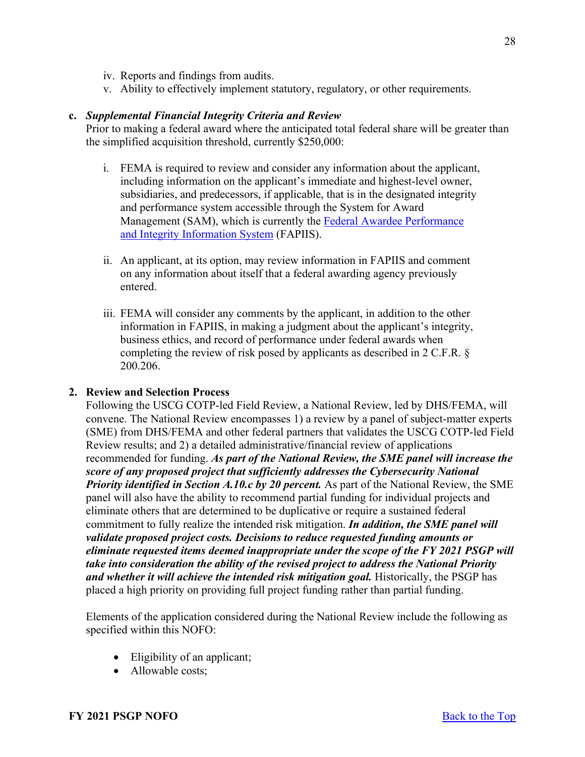iv. Reports and findings from audits.
v. Ability to effectively implement statutory, regulatory, or other requirements.

**c. *Supplemental Financial Integrity Criteria and Review***

Prior to making a federal award where the anticipated total federal share will be greater than the simplified acquisition threshold, currently $250,000:

i. FEMA is required to review and consider any information about the applicant, including information on the applicant's immediate and highest-level owner, subsidiaries, and predecessors, if applicable, that is in the designated integrity and performance system accessible through the System for Award Management (SAM), which is currently the [Federal Awardee Performance and Integrity Information System](https://www.fapiis.gov/) (FAPIIS).

ii. An applicant, at its option, may review information in FAPIIS and comment on any information about itself that a federal awarding agency previously entered.

iii. FEMA will consider any comments by the applicant, in addition to the other information in FAPIIS, in making a judgment about the applicant's integrity, business ethics, and record of performance under federal awards when completing the review of risk posed by applicants as described in 2 C.F.R. § 200.206.

**2. Review and Selection Process**

Following the USCG COTP-led Field Review, a National Review, led by DHS/FEMA, will convene. The National Review encompasses 1) a review by a panel of subject-matter experts (SME) from DHS/FEMA and other federal partners that validates the USCG COTP-led Field Review results; and 2) a detailed administrative/financial review of applications recommended for funding. ***As part of the National Review, the SME panel will increase the score of any proposed project that sufficiently addresses the Cybersecurity National Priority identified in Section A.10.c by 20 percent.*** As part of the National Review, the SME panel will also have the ability to recommend partial funding for individual projects and eliminate others that are determined to be duplicative or require a sustained federal commitment to fully realize the intended risk mitigation. ***In addition, the SME panel will validate proposed project costs. Decisions to reduce requested funding amounts or eliminate requested items deemed inappropriate under the scope of the FY 2021 PSGP will take into consideration the ability of the revised project to address the National Priority and whether it will achieve the intended risk mitigation goal.*** Historically, the PSGP has placed a high priority on providing full project funding rather than partial funding.

Elements of the application considered during the National Review include the following as specified within this NOFO:

- Eligibility of an applicant;
- Allowable costs;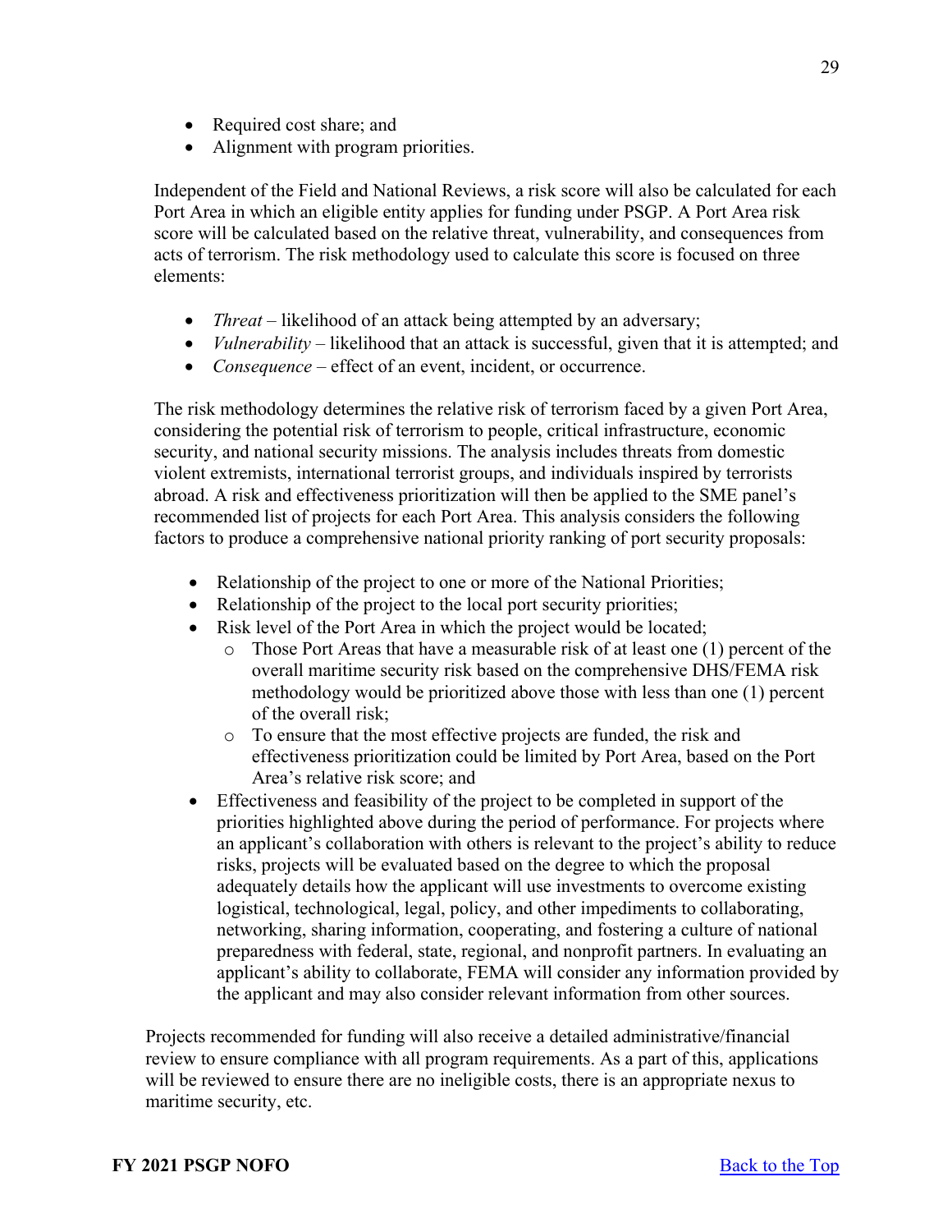- Required cost share; and
- Alignment with program priorities.

Independent of the Field and National Reviews, a risk score will also be calculated for each Port Area in which an eligible entity applies for funding under PSGP. A Port Area risk score will be calculated based on the relative threat, vulnerability, and consequences from acts of terrorism. The risk methodology used to calculate this score is focused on three elements:

- *Threat* – likelihood of an attack being attempted by an adversary;
- *Vulnerability* – likelihood that an attack is successful, given that it is attempted; and
- *Consequence* – effect of an event, incident, or occurrence.

The risk methodology determines the relative risk of terrorism faced by a given Port Area, considering the potential risk of terrorism to people, critical infrastructure, economic security, and national security missions. The analysis includes threats from domestic violent extremists, international terrorist groups, and individuals inspired by terrorists abroad. A risk and effectiveness prioritization will then be applied to the SME panel's recommended list of projects for each Port Area. This analysis considers the following factors to produce a comprehensive national priority ranking of port security proposals:

- Relationship of the project to one or more of the National Priorities;
- Relationship of the project to the local port security priorities;
- Risk level of the Port Area in which the project would be located;
  - Those Port Areas that have a measurable risk of at least one (1) percent of the overall maritime security risk based on the comprehensive DHS/FEMA risk methodology would be prioritized above those with less than one (1) percent of the overall risk;
  - To ensure that the most effective projects are funded, the risk and effectiveness prioritization could be limited by Port Area, based on the Port Area's relative risk score; and
- Effectiveness and feasibility of the project to be completed in support of the priorities highlighted above during the period of performance. For projects where an applicant's collaboration with others is relevant to the project's ability to reduce risks, projects will be evaluated based on the degree to which the proposal adequately details how the applicant will use investments to overcome existing logistical, technological, legal, policy, and other impediments to collaborating, networking, sharing information, cooperating, and fostering a culture of national preparedness with federal, state, regional, and nonprofit partners. In evaluating an applicant's ability to collaborate, FEMA will consider any information provided by the applicant and may also consider relevant information from other sources.

Projects recommended for funding will also receive a detailed administrative/financial review to ensure compliance with all program requirements. As a part of this, applications will be reviewed to ensure there are no ineligible costs, there is an appropriate nexus to maritime security, etc.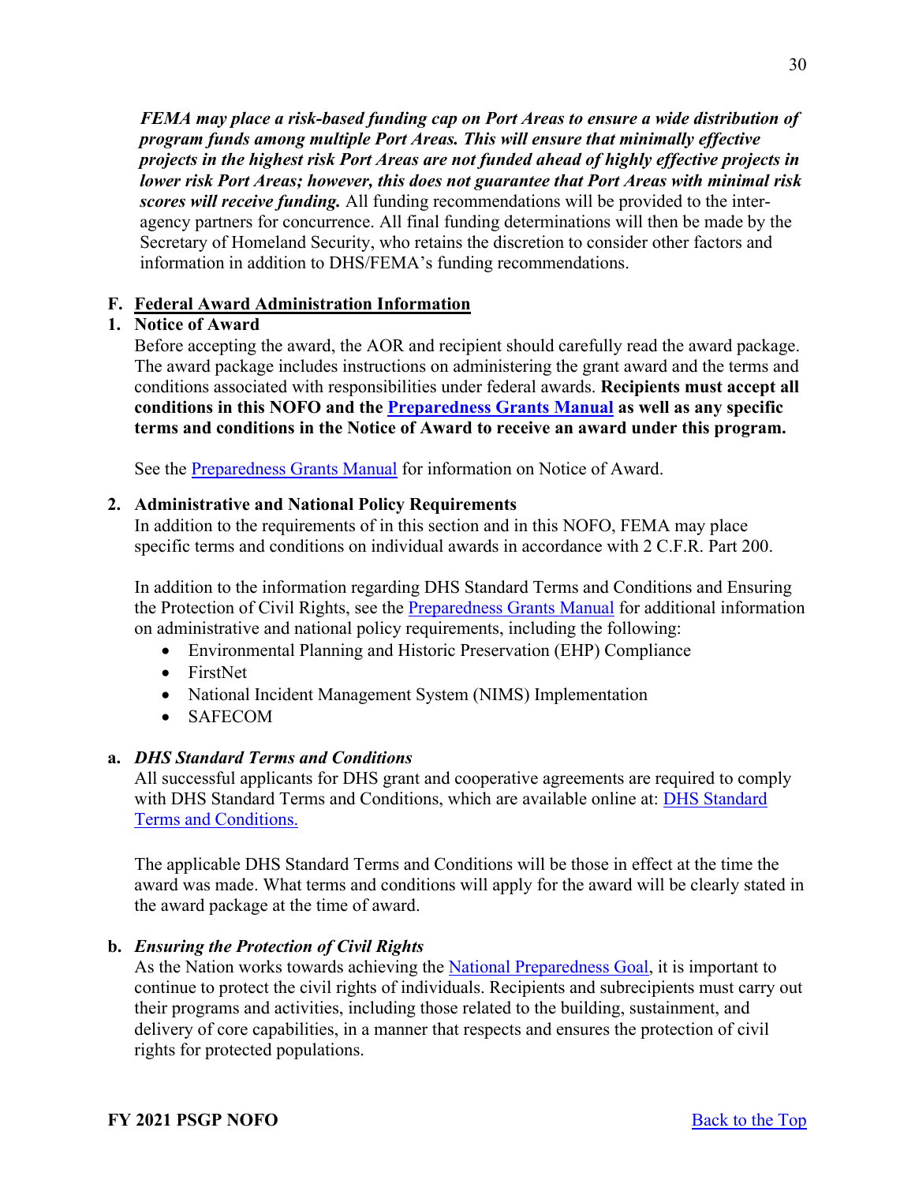***FEMA may place a risk-based funding cap on Port Areas to ensure a wide distribution of program funds among multiple Port Areas. This will ensure that minimally effective projects in the highest risk Port Areas are not funded ahead of highly effective projects in lower risk Port Areas; however, this does not guarantee that Port Areas with minimal risk scores will receive funding.*** All funding recommendations will be provided to the inter-agency partners for concurrence. All final funding determinations will then be made by the Secretary of Homeland Security, who retains the discretion to consider other factors and information in addition to DHS/FEMA's funding recommendations.

## F. Federal Award Administration Information

### 1. Notice of Award

Before accepting the award, the AOR and recipient should carefully read the award package. The award package includes instructions on administering the grant award and the terms and conditions associated with responsibilities under federal awards. **Recipients must accept all conditions in this NOFO and the Preparedness Grants Manual as well as any specific terms and conditions in the Notice of Award to receive an award under this program.**

See the Preparedness Grants Manual for information on Notice of Award.

### 2. Administrative and National Policy Requirements

In addition to the requirements of in this section and in this NOFO, FEMA may place specific terms and conditions on individual awards in accordance with 2 C.F.R. Part 200.

In addition to the information regarding DHS Standard Terms and Conditions and Ensuring the Protection of Civil Rights, see the Preparedness Grants Manual for additional information on administrative and national policy requirements, including the following:

- Environmental Planning and Historic Preservation (EHP) Compliance
- FirstNet
- National Incident Management System (NIMS) Implementation
- SAFECOM

#### a. *DHS Standard Terms and Conditions*

All successful applicants for DHS grant and cooperative agreements are required to comply with DHS Standard Terms and Conditions, which are available online at: DHS Standard Terms and Conditions.

The applicable DHS Standard Terms and Conditions will be those in effect at the time the award was made. What terms and conditions will apply for the award will be clearly stated in the award package at the time of award.

#### b. *Ensuring the Protection of Civil Rights*

As the Nation works towards achieving the National Preparedness Goal, it is important to continue to protect the civil rights of individuals. Recipients and subrecipients must carry out their programs and activities, including those related to the building, sustainment, and delivery of core capabilities, in a manner that respects and ensures the protection of civil rights for protected populations.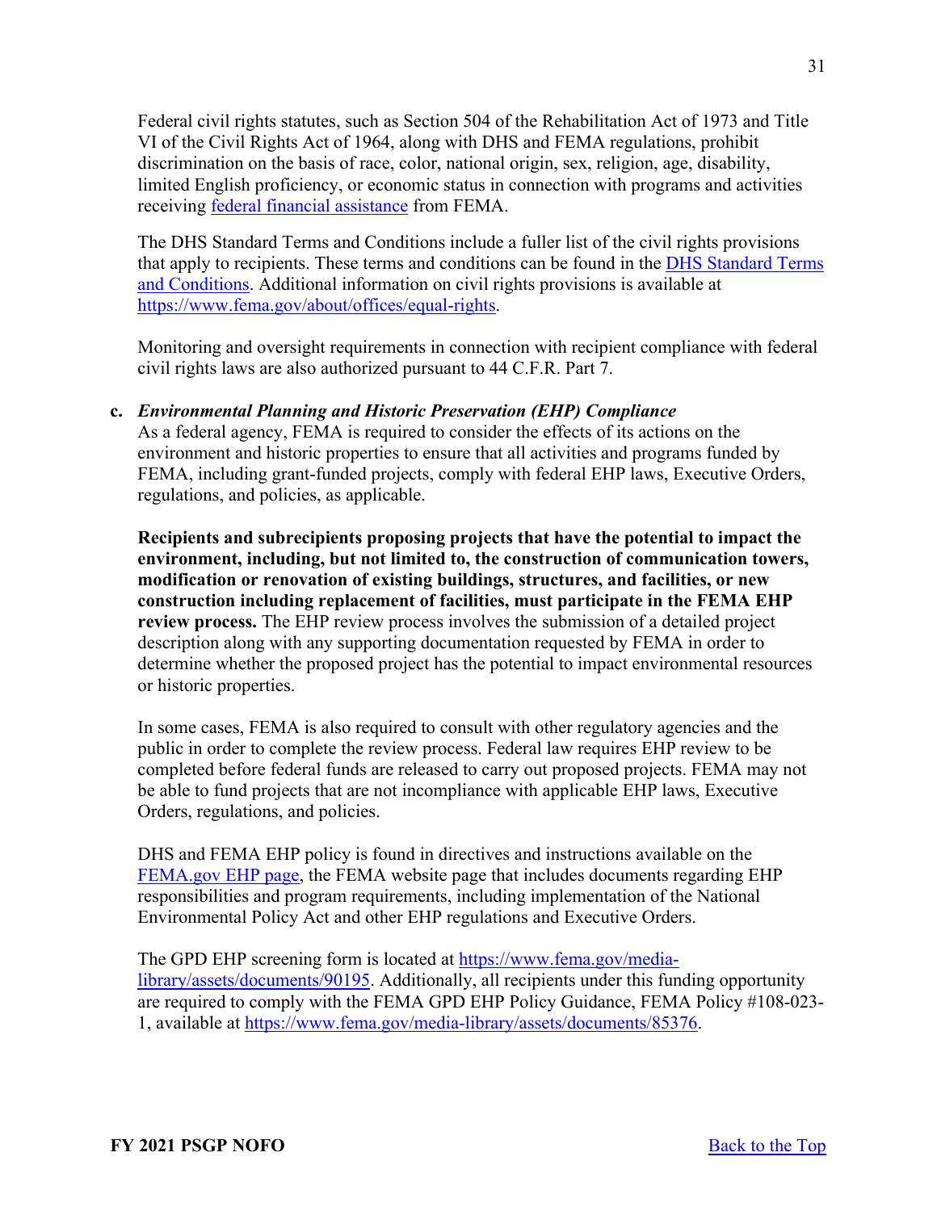Federal civil rights statutes, such as Section 504 of the Rehabilitation Act of 1973 and Title VI of the Civil Rights Act of 1964, along with DHS and FEMA regulations, prohibit discrimination on the basis of race, color, national origin, sex, religion, age, disability, limited English proficiency, or economic status in connection with programs and activities receiving federal financial assistance from FEMA.

The DHS Standard Terms and Conditions include a fuller list of the civil rights provisions that apply to recipients. These terms and conditions can be found in the DHS Standard Terms and Conditions. Additional information on civil rights provisions is available at https://www.fema.gov/about/offices/equal-rights.

Monitoring and oversight requirements in connection with recipient compliance with federal civil rights laws are also authorized pursuant to 44 C.F.R. Part 7.

**c.** ***Environmental Planning and Historic Preservation (EHP) Compliance***

As a federal agency, FEMA is required to consider the effects of its actions on the environment and historic properties to ensure that all activities and programs funded by FEMA, including grant-funded projects, comply with federal EHP laws, Executive Orders, regulations, and policies, as applicable.

**Recipients and subrecipients proposing projects that have the potential to impact the environment, including, but not limited to, the construction of communication towers, modification or renovation of existing buildings, structures, and facilities, or new construction including replacement of facilities, must participate in the FEMA EHP review process.** The EHP review process involves the submission of a detailed project description along with any supporting documentation requested by FEMA in order to determine whether the proposed project has the potential to impact environmental resources or historic properties.

In some cases, FEMA is also required to consult with other regulatory agencies and the public in order to complete the review process. Federal law requires EHP review to be completed before federal funds are released to carry out proposed projects. FEMA may not be able to fund projects that are not incompliance with applicable EHP laws, Executive Orders, regulations, and policies.

DHS and FEMA EHP policy is found in directives and instructions available on the FEMA.gov EHP page, the FEMA website page that includes documents regarding EHP responsibilities and program requirements, including implementation of the National Environmental Policy Act and other EHP regulations and Executive Orders.

The GPD EHP screening form is located at https://www.fema.gov/media-library/assets/documents/90195. Additionally, all recipients under this funding opportunity are required to comply with the FEMA GPD EHP Policy Guidance, FEMA Policy #108-023-1, available at https://www.fema.gov/media-library/assets/documents/85376.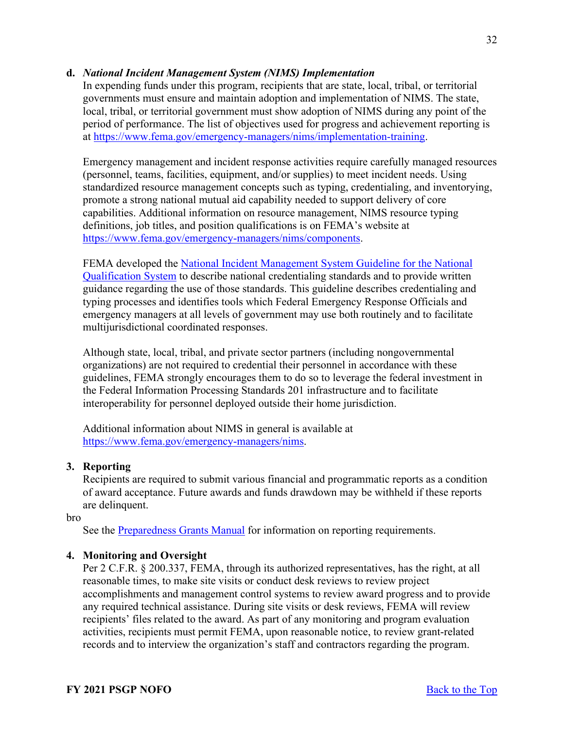**d. *National Incident Management System (NIMS) Implementation***

In expending funds under this program, recipients that are state, local, tribal, or territorial governments must ensure and maintain adoption and implementation of NIMS. The state, local, tribal, or territorial government must show adoption of NIMS during any point of the period of performance. The list of objectives used for progress and achievement reporting is at [https://www.fema.gov/emergency-managers/nims/implementation-training](https://www.fema.gov/emergency-managers/nims/implementation-training).

Emergency management and incident response activities require carefully managed resources (personnel, teams, facilities, equipment, and/or supplies) to meet incident needs. Using standardized resource management concepts such as typing, credentialing, and inventorying, promote a strong national mutual aid capability needed to support delivery of core capabilities. Additional information on resource management, NIMS resource typing definitions, job titles, and position qualifications is on FEMA's website at [https://www.fema.gov/emergency-managers/nims/components](https://www.fema.gov/emergency-managers/nims/components).

FEMA developed the National Incident Management System Guideline for the National Qualification System to describe national credentialing standards and to provide written guidance regarding the use of those standards. This guideline describes credentialing and typing processes and identifies tools which Federal Emergency Response Officials and emergency managers at all levels of government may use both routinely and to facilitate multijurisdictional coordinated responses.

Although state, local, tribal, and private sector partners (including nongovernmental organizations) are not required to credential their personnel in accordance with these guidelines, FEMA strongly encourages them to do so to leverage the federal investment in the Federal Information Processing Standards 201 infrastructure and to facilitate interoperability for personnel deployed outside their home jurisdiction.

Additional information about NIMS in general is available at [https://www.fema.gov/emergency-managers/nims](https://www.fema.gov/emergency-managers/nims).

**3. Reporting**

Recipients are required to submit various financial and programmatic reports as a condition of award acceptance. Future awards and funds drawdown may be withheld if these reports are delinquent.

bro

See the Preparedness Grants Manual for information on reporting requirements.

**4. Monitoring and Oversight**

Per 2 C.F.R. § 200.337, FEMA, through its authorized representatives, has the right, at all reasonable times, to make site visits or conduct desk reviews to review project accomplishments and management control systems to review award progress and to provide any required technical assistance. During site visits or desk reviews, FEMA will review recipients' files related to the award. As part of any monitoring and program evaluation activities, recipients must permit FEMA, upon reasonable notice, to review grant-related records and to interview the organization's staff and contractors regarding the program.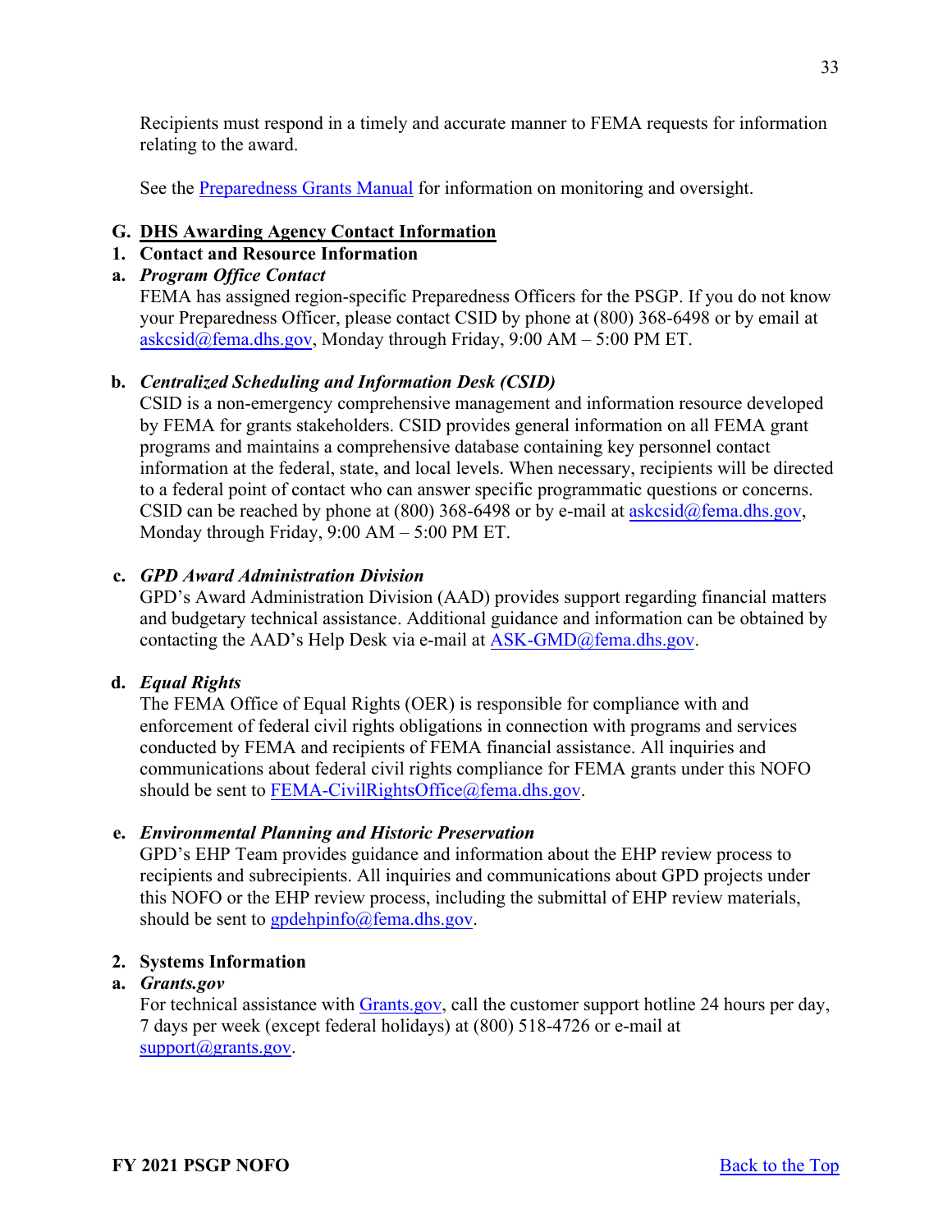Recipients must respond in a timely and accurate manner to FEMA requests for information relating to the award.

See the [Preparedness Grants Manual](https://www.fema.gov/media-library/assets/documents/178291) for information on monitoring and oversight.

## G. DHS Awarding Agency Contact Information

### 1. Contact and Resource Information

#### a. *Program Office Contact*

FEMA has assigned region-specific Preparedness Officers for the PSGP. If you do not know your Preparedness Officer, please contact CSID by phone at (800) 368-6498 or by email at askcsid@fema.dhs.gov, Monday through Friday, 9:00 AM – 5:00 PM ET.

#### b. *Centralized Scheduling and Information Desk (CSID)*

CSID is a non-emergency comprehensive management and information resource developed by FEMA for grants stakeholders. CSID provides general information on all FEMA grant programs and maintains a comprehensive database containing key personnel contact information at the federal, state, and local levels. When necessary, recipients will be directed to a federal point of contact who can answer specific programmatic questions or concerns. CSID can be reached by phone at (800) 368-6498 or by e-mail at askcsid@fema.dhs.gov, Monday through Friday, 9:00 AM – 5:00 PM ET.

#### c. *GPD Award Administration Division*

GPD's Award Administration Division (AAD) provides support regarding financial matters and budgetary technical assistance. Additional guidance and information can be obtained by contacting the AAD's Help Desk via e-mail at ASK-GMD@fema.dhs.gov.

#### d. *Equal Rights*

The FEMA Office of Equal Rights (OER) is responsible for compliance with and enforcement of federal civil rights obligations in connection with programs and services conducted by FEMA and recipients of FEMA financial assistance. All inquiries and communications about federal civil rights compliance for FEMA grants under this NOFO should be sent to FEMA-CivilRightsOffice@fema.dhs.gov.

#### e. *Environmental Planning and Historic Preservation*

GPD's EHP Team provides guidance and information about the EHP review process to recipients and subrecipients. All inquiries and communications about GPD projects under this NOFO or the EHP review process, including the submittal of EHP review materials, should be sent to gpdehpinfo@fema.dhs.gov.

### 2. Systems Information

#### a. *Grants.gov*

For technical assistance with [Grants.gov](https://www.grants.gov), call the customer support hotline 24 hours per day, 7 days per week (except federal holidays) at (800) 518-4726 or e-mail at support@grants.gov.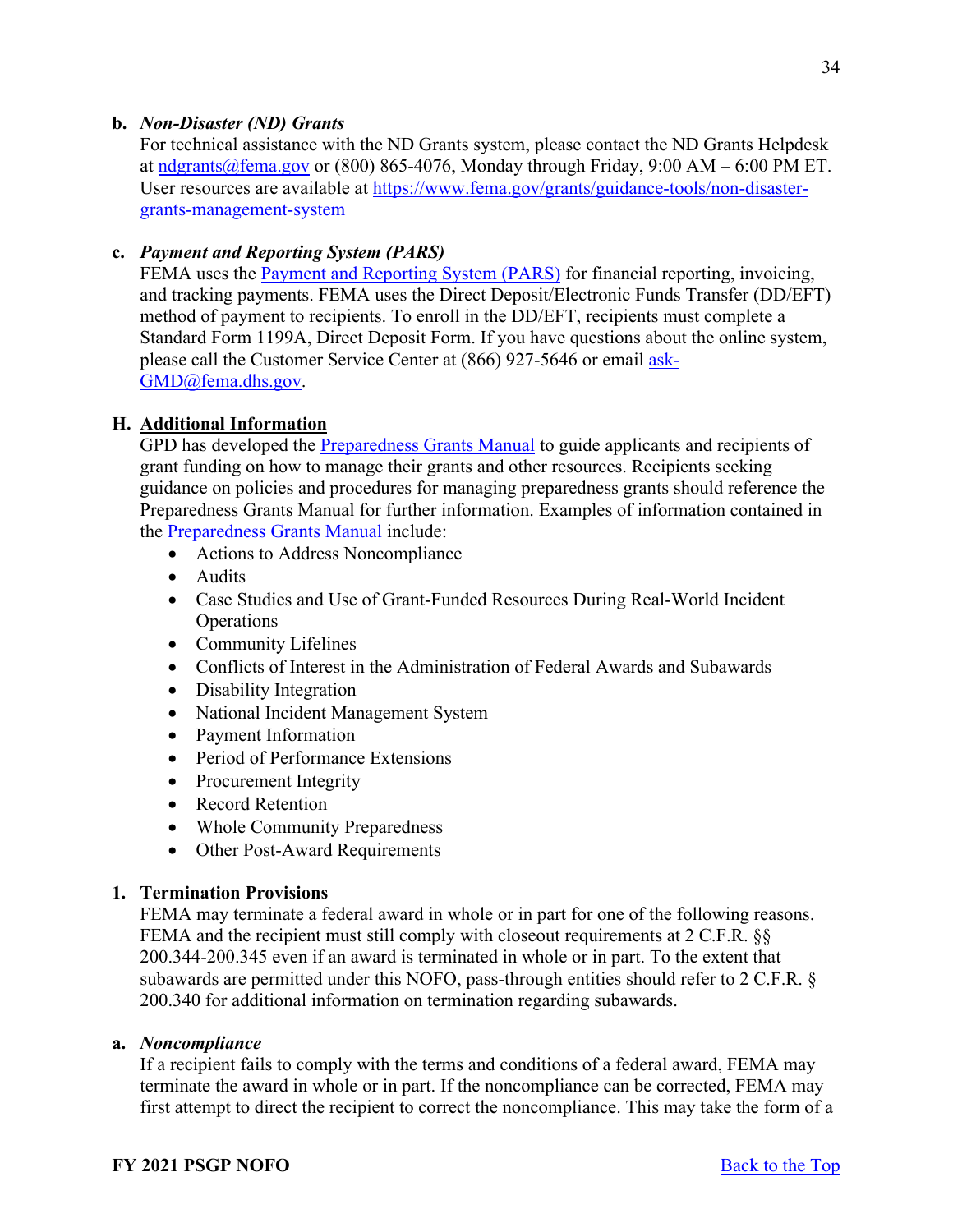**b. *Non-Disaster (ND) Grants***

For technical assistance with the ND Grants system, please contact the ND Grants Helpdesk at [ndgrants@fema.gov](mailto:ndgrants@fema.gov) or (800) 865-4076, Monday through Friday, 9:00 AM – 6:00 PM ET. User resources are available at [https://www.fema.gov/grants/guidance-tools/non-disaster-grants-management-system](https://www.fema.gov/grants/guidance-tools/non-disaster-grants-management-system)

**c. *Payment and Reporting System (PARS)***

FEMA uses the [Payment and Reporting System (PARS)]() for financial reporting, invoicing, and tracking payments. FEMA uses the Direct Deposit/Electronic Funds Transfer (DD/EFT) method of payment to recipients. To enroll in the DD/EFT, recipients must complete a Standard Form 1199A, Direct Deposit Form. If you have questions about the online system, please call the Customer Service Center at (866) 927-5646 or email [ask-GMD@fema.dhs.gov](mailto:ask-GMD@fema.dhs.gov).

## H. Additional Information

GPD has developed the [Preparedness Grants Manual]() to guide applicants and recipients of grant funding on how to manage their grants and other resources. Recipients seeking guidance on policies and procedures for managing preparedness grants should reference the Preparedness Grants Manual for further information. Examples of information contained in the [Preparedness Grants Manual]() include:

- Actions to Address Noncompliance
- Audits
- Case Studies and Use of Grant-Funded Resources During Real-World Incident Operations
- Community Lifelines
- Conflicts of Interest in the Administration of Federal Awards and Subawards
- Disability Integration
- National Incident Management System
- Payment Information
- Period of Performance Extensions
- Procurement Integrity
- Record Retention
- Whole Community Preparedness
- Other Post-Award Requirements

### 1. Termination Provisions

FEMA may terminate a federal award in whole or in part for one of the following reasons. FEMA and the recipient must still comply with closeout requirements at 2 C.F.R. §§ 200.344-200.345 even if an award is terminated in whole or in part. To the extent that subawards are permitted under this NOFO, pass-through entities should refer to 2 C.F.R. § 200.340 for additional information on termination regarding subawards.

**a. *Noncompliance***

If a recipient fails to comply with the terms and conditions of a federal award, FEMA may terminate the award in whole or in part. If the noncompliance can be corrected, FEMA may first attempt to direct the recipient to correct the noncompliance. This may take the form of a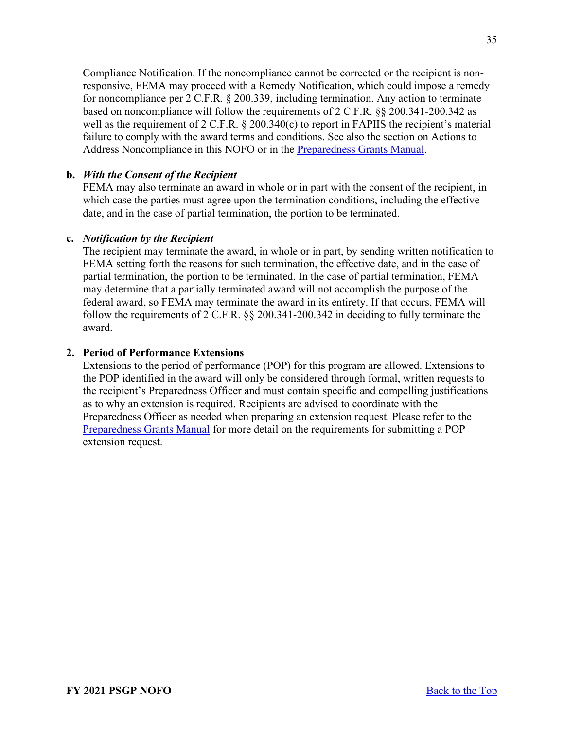Compliance Notification. If the noncompliance cannot be corrected or the recipient is non-responsive, FEMA may proceed with a Remedy Notification, which could impose a remedy for noncompliance per 2 C.F.R. § 200.339, including termination. Any action to terminate based on noncompliance will follow the requirements of 2 C.F.R. §§ 200.341-200.342 as well as the requirement of 2 C.F.R. § 200.340(c) to report in FAPIIS the recipient's material failure to comply with the award terms and conditions. See also the section on Actions to Address Noncompliance in this NOFO or in the [Preparedness Grants Manual](Preparedness Grants Manual).

**b. *With the Consent of the Recipient***

FEMA may also terminate an award in whole or in part with the consent of the recipient, in which case the parties must agree upon the termination conditions, including the effective date, and in the case of partial termination, the portion to be terminated.

**c. *Notification by the Recipient***

The recipient may terminate the award, in whole or in part, by sending written notification to FEMA setting forth the reasons for such termination, the effective date, and in the case of partial termination, the portion to be terminated. In the case of partial termination, FEMA may determine that a partially terminated award will not accomplish the purpose of the federal award, so FEMA may terminate the award in its entirety. If that occurs, FEMA will follow the requirements of 2 C.F.R. §§ 200.341-200.342 in deciding to fully terminate the award.

**2. Period of Performance Extensions**

Extensions to the period of performance (POP) for this program are allowed. Extensions to the POP identified in the award will only be considered through formal, written requests to the recipient's Preparedness Officer and must contain specific and compelling justifications as to why an extension is required. Recipients are advised to coordinate with the Preparedness Officer as needed when preparing an extension request. Please refer to the [Preparedness Grants Manual](Preparedness Grants Manual) for more detail on the requirements for submitting a POP extension request.